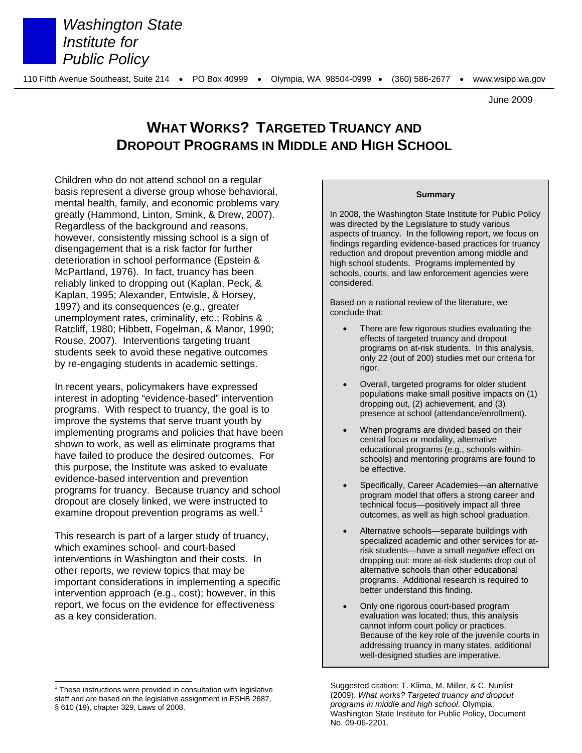*Washington State Institute for Public Policy*

110 Fifth Avenue Southeast, Suite 214 • PO Box 40999 • Olympia, WA 98504-0999 • (360) 586-2677 • www.wsipp.wa.gov

June 2009

# WHAT WORKS? TARGETED TRUANCY AND DROPOUT PROGRAMS IN MIDDLE AND HIGH SCHOOL

Children who do not attend school on a regular basis represent a diverse group whose behavioral, mental health, family, and economic problems vary greatly (Hammond, Linton, Smink, & Drew, 2007). Regardless of the background and reasons, however, consistently missing school is a sign of disengagement that is a risk factor for further deterioration in school performance (Epstein & McPartland, 1976). In fact, truancy has been reliably linked to dropping out (Kaplan, Peck, & Kaplan, 1995; Alexander, Entwisle, & Horsey, 1997) and its consequences (e.g., greater unemployment rates, criminality, etc.; Robins & Ratcliff, 1980; Hibbett, Fogelman, & Manor, 1990; Rouse, 2007). Interventions targeting truant students seek to avoid these negative outcomes by re-engaging students in academic settings.

In recent years, policymakers have expressed interest in adopting "evidence-based" intervention programs. With respect to truancy, the goal is to improve the systems that serve truant youth by implementing programs and policies that have been shown to work, as well as eliminate programs that have failed to produce the desired outcomes. For this purpose, the Institute was asked to evaluate evidence-based intervention and prevention programs for truancy. Because truancy and school dropout are closely linked, we were instructed to examine dropout prevention programs as well.[1]

This research is part of a larger study of truancy, which examines school- and court-based interventions in Washington and their costs. In other reports, we review topics that may be important considerations in implementing a specific intervention approach (e.g., cost); however, in this report, we focus on the evidence for effectiveness as a key consideration.

**Summary**

In 2008, the Washington State Institute for Public Policy was directed by the Legislature to study various aspects of truancy. In the following report, we focus on findings regarding evidence-based practices for truancy reduction and dropout prevention among middle and high school students. Programs implemented by schools, courts, and law enforcement agencies were considered.

Based on a national review of the literature, we conclude that:

- There are few rigorous studies evaluating the effects of targeted truancy and dropout programs on at-risk students. In this analysis, only 22 (out of 200) studies met our criteria for rigor.
- Overall, targeted programs for older student populations make small positive impacts on (1) dropping out, (2) achievement, and (3) presence at school (attendance/enrollment).
- When programs are divided based on their central focus or modality, alternative educational programs (e.g., schools-within-schools) and mentoring programs are found to be effective.
- Specifically, Career Academies—an alternative program model that offers a strong career and technical focus—positively impact all three outcomes, as well as high school graduation.
- Alternative schools—separate buildings with specialized academic and other services for at-risk students—have a small *negative* effect on dropping out: more at-risk students drop out of alternative schools than other educational programs. Additional research is required to better understand this finding.
- Only one rigorous court-based program evaluation was located; thus, this analysis cannot inform court policy or practices. Because of the key role of the juvenile courts in addressing truancy in many states, additional well-designed studies are imperative.

Suggested citation: T. Klima, M. Miller, & C. Nunlist (2009). *What works? Targeted truancy and dropout programs in middle and high school*. Olympia: Washington State Institute for Public Policy, Document No. 09-06-2201.

[1] These instructions were provided in consultation with legislative staff and are based on the legislative assignment in ESHB 2687, § 610 (19), chapter 329, Laws of 2008.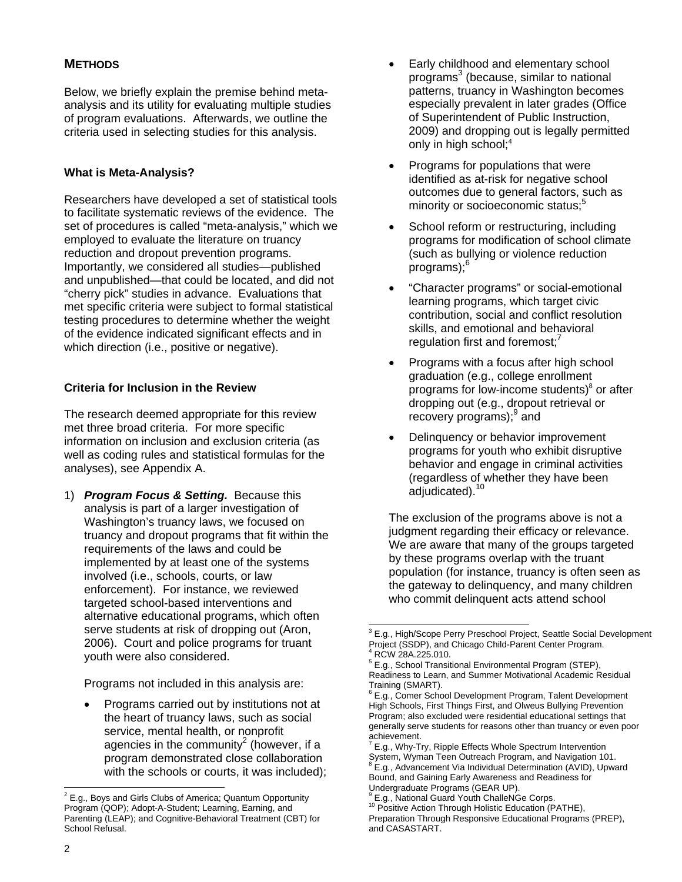## METHODS

Below, we briefly explain the premise behind meta-analysis and its utility for evaluating multiple studies of program evaluations. Afterwards, we outline the criteria used in selecting studies for this analysis.

### What is Meta-Analysis?

Researchers have developed a set of statistical tools to facilitate systematic reviews of the evidence. The set of procedures is called "meta-analysis," which we employed to evaluate the literature on truancy reduction and dropout prevention programs. Importantly, we considered all studies—published and unpublished—that could be located, and did not "cherry pick" studies in advance. Evaluations that met specific criteria were subject to formal statistical testing procedures to determine whether the weight of the evidence indicated significant effects and in which direction (i.e., positive or negative).

### Criteria for Inclusion in the Review

The research deemed appropriate for this review met three broad criteria. For more specific information on inclusion and exclusion criteria (as well as coding rules and statistical formulas for the analyses), see Appendix A.

1) ***Program Focus & Setting.*** Because this analysis is part of a larger investigation of Washington's truancy laws, we focused on truancy and dropout programs that fit within the requirements of the laws and could be implemented by at least one of the systems involved (i.e., schools, courts, or law enforcement). For instance, we reviewed targeted school-based interventions and alternative educational programs, which often serve students at risk of dropping out (Aron, 2006). Court and police programs for truant youth were also considered.

   Programs not included in this analysis are:

   - Programs carried out by institutions not at the heart of truancy laws, such as social service, mental health, or nonprofit agencies in the community[2] (however, if a program demonstrated close collaboration with the schools or courts, it was included);
   - Early childhood and elementary school programs[3] (because, similar to national patterns, truancy in Washington becomes especially prevalent in later grades (Office of Superintendent of Public Instruction, 2009) and dropping out is legally permitted only in high school;[4]
   - Programs for populations that were identified as at-risk for negative school outcomes due to general factors, such as minority or socioeconomic status;[5]
   - School reform or restructuring, including programs for modification of school climate (such as bullying or violence reduction programs);[6]
   - "Character programs" or social-emotional learning programs, which target civic contribution, social and conflict resolution skills, and emotional and behavioral regulation first and foremost;[7]
   - Programs with a focus after high school graduation (e.g., college enrollment programs for low-income students)[8] or after dropping out (e.g., dropout retrieval or recovery programs);[9] and
   - Delinquency or behavior improvement programs for youth who exhibit disruptive behavior and engage in criminal activities (regardless of whether they have been adjudicated).[10]

   The exclusion of the programs above is not a judgment regarding their efficacy or relevance. We are aware that many of the groups targeted by these programs overlap with the truant population (for instance, truancy is often seen as the gateway to delinquency, and many children who commit delinquent acts attend school

---

[2] E.g., Boys and Girls Clubs of America; Quantum Opportunity Program (QOP); Adopt-A-Student; Learning, Earning, and Parenting (LEAP); and Cognitive-Behavioral Treatment (CBT) for School Refusal.

[3] E.g., High/Scope Perry Preschool Project, Seattle Social Development Project (SSDP), and Chicago Child-Parent Center Program.

[4] RCW 28A.225.010.

[5] E.g., School Transitional Environmental Program (STEP), Readiness to Learn, and Summer Motivational Academic Residual Training (SMART).

[6] E.g., Comer School Development Program, Talent Development High Schools, First Things First, and Olweus Bullying Prevention Program; also excluded were residential educational settings that generally serve students for reasons other than truancy or even poor achievement.

[7] E.g., Why-Try, Ripple Effects Whole Spectrum Intervention System, Wyman Teen Outreach Program, and Navigation 101.

[8] E.g., Advancement Via Individual Determination (AVID), Upward Bound, and Gaining Early Awareness and Readiness for Undergraduate Programs (GEAR UP).

[9] E.g., National Guard Youth ChalleNGe Corps.

[10] Positive Action Through Holistic Education (PATHE), Preparation Through Responsive Educational Programs (PREP), and CASASTART.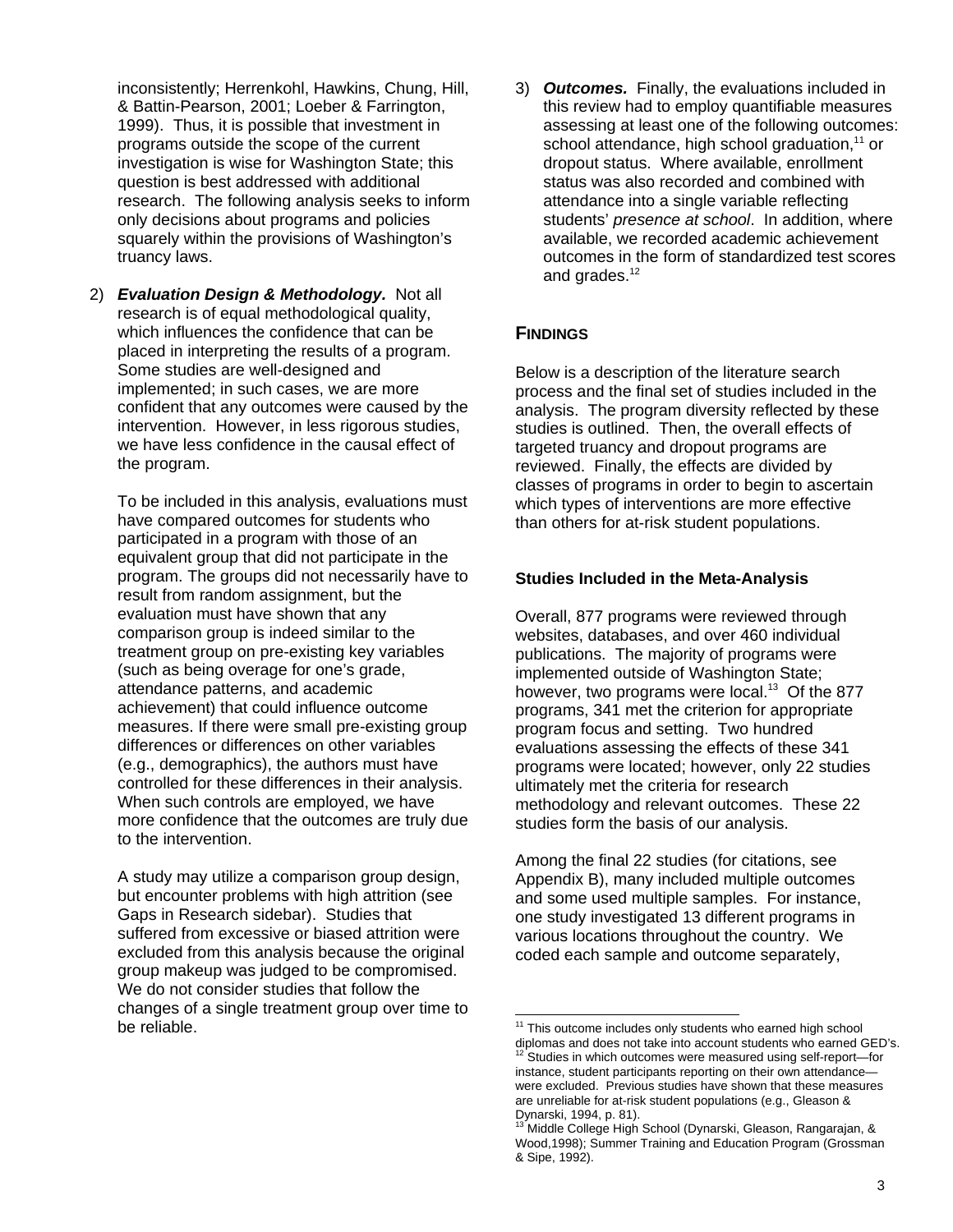inconsistently; Herrenkohl, Hawkins, Chung, Hill, & Battin-Pearson, 2001; Loeber & Farrington, 1999). Thus, it is possible that investment in programs outside the scope of the current investigation is wise for Washington State; this question is best addressed with additional research. The following analysis seeks to inform only decisions about programs and policies squarely within the provisions of Washington's truancy laws.

2) ***Evaluation Design & Methodology.*** Not all research is of equal methodological quality, which influences the confidence that can be placed in interpreting the results of a program. Some studies are well-designed and implemented; in such cases, we are more confident that any outcomes were caused by the intervention. However, in less rigorous studies, we have less confidence in the causal effect of the program.

   To be included in this analysis, evaluations must have compared outcomes for students who participated in a program with those of an equivalent group that did not participate in the program. The groups did not necessarily have to result from random assignment, but the evaluation must have shown that any comparison group is indeed similar to the treatment group on pre-existing key variables (such as being overage for one's grade, attendance patterns, and academic achievement) that could influence outcome measures. If there were small pre-existing group differences or differences on other variables (e.g., demographics), the authors must have controlled for these differences in their analysis. When such controls are employed, we have more confidence that the outcomes are truly due to the intervention.

   A study may utilize a comparison group design, but encounter problems with high attrition (see Gaps in Research sidebar). Studies that suffered from excessive or biased attrition were excluded from this analysis because the original group makeup was judged to be compromised. We do not consider studies that follow the changes of a single treatment group over time to be reliable.

3) ***Outcomes.*** Finally, the evaluations included in this review had to employ quantifiable measures assessing at least one of the following outcomes: school attendance, high school graduation,[11] or dropout status. Where available, enrollment status was also recorded and combined with attendance into a single variable reflecting students' *presence at school*. In addition, where available, we recorded academic achievement outcomes in the form of standardized test scores and grades.[12]

## FINDINGS

Below is a description of the literature search process and the final set of studies included in the analysis. The program diversity reflected by these studies is outlined. Then, the overall effects of targeted truancy and dropout programs are reviewed. Finally, the effects are divided by classes of programs in order to begin to ascertain which types of interventions are more effective than others for at-risk student populations.

### Studies Included in the Meta-Analysis

Overall, 877 programs were reviewed through websites, databases, and over 460 individual publications. The majority of programs were implemented outside of Washington State; however, two programs were local.[13] Of the 877 programs, 341 met the criterion for appropriate program focus and setting. Two hundred evaluations assessing the effects of these 341 programs were located; however, only 22 studies ultimately met the criteria for research methodology and relevant outcomes. These 22 studies form the basis of our analysis.

Among the final 22 studies (for citations, see Appendix B), many included multiple outcomes and some used multiple samples. For instance, one study investigated 13 different programs in various locations throughout the country. We coded each sample and outcome separately,

---

[11] This outcome includes only students who earned high school diplomas and does not take into account students who earned GED's.

[12] Studies in which outcomes were measured using self-report—for instance, student participants reporting on their own attendance—were excluded. Previous studies have shown that these measures are unreliable for at-risk student populations (e.g., Gleason & Dynarski, 1994, p. 81).

[13] Middle College High School (Dynarski, Gleason, Rangarajan, & Wood,1998); Summer Training and Education Program (Grossman & Sipe, 1992).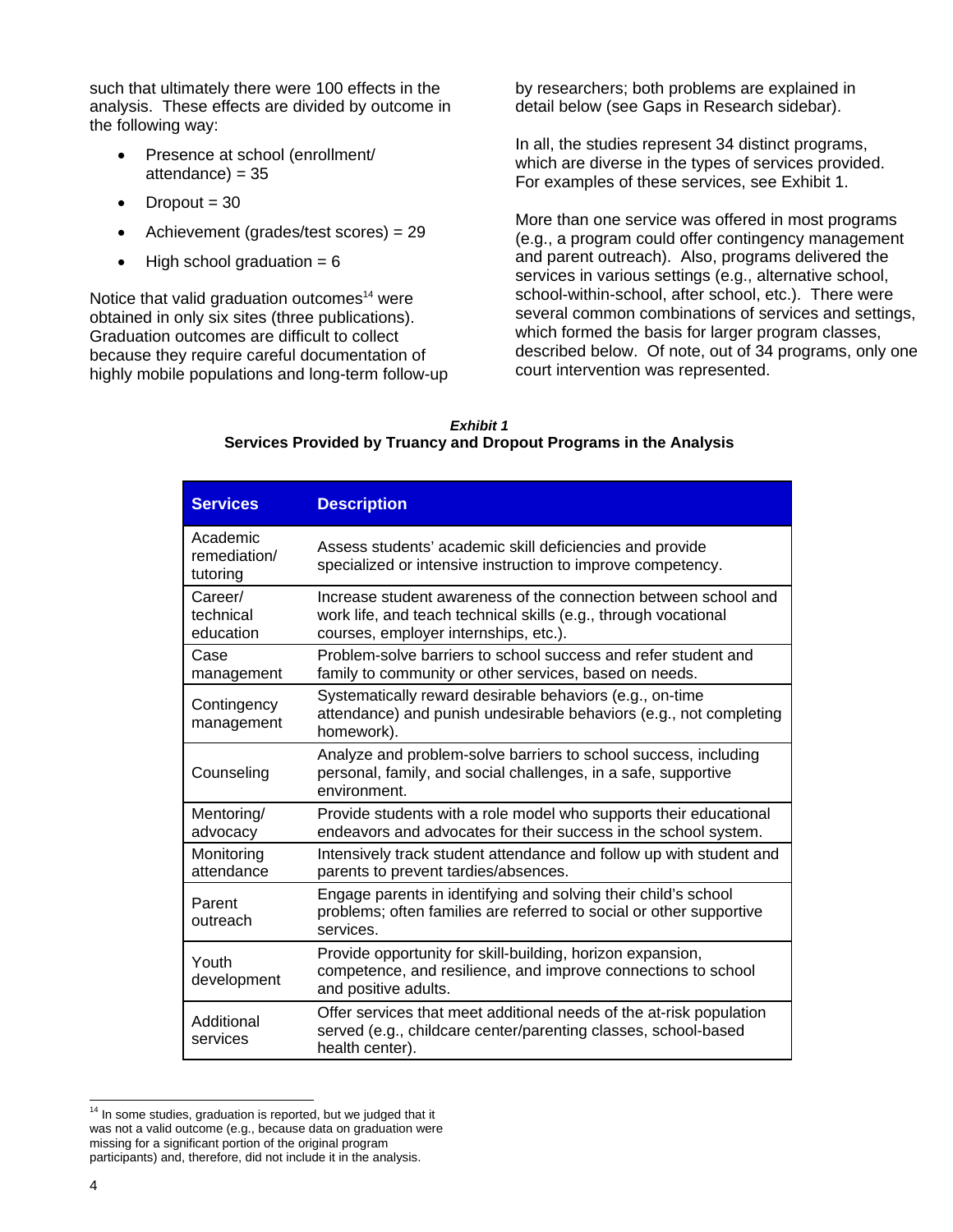such that ultimately there were 100 effects in the analysis. These effects are divided by outcome in the following way:

- Presence at school (enrollment/ attendance) = 35
- Dropout = 30
- Achievement (grades/test scores) = 29
- High school graduation = 6

Notice that valid graduation outcomes[14] were obtained in only six sites (three publications). Graduation outcomes are difficult to collect because they require careful documentation of highly mobile populations and long-term follow-up by researchers; both problems are explained in detail below (see Gaps in Research sidebar).

In all, the studies represent 34 distinct programs, which are diverse in the types of services provided. For examples of these services, see Exhibit 1.

More than one service was offered in most programs (e.g., a program could offer contingency management and parent outreach). Also, programs delivered the services in various settings (e.g., alternative school, school-within-school, after school, etc.). There were several common combinations of services and settings, which formed the basis for larger program classes, described below. Of note, out of 34 programs, only one court intervention was represented.

***Exhibit 1***
**Services Provided by Truancy and Dropout Programs in the Analysis**

| Services | Description |
|---|---|
| Academic remediation/ tutoring | Assess students' academic skill deficiencies and provide specialized or intensive instruction to improve competency. |
| Career/ technical education | Increase student awareness of the connection between school and work life, and teach technical skills (e.g., through vocational courses, employer internships, etc.). |
| Case management | Problem-solve barriers to school success and refer student and family to community or other services, based on needs. |
| Contingency management | Systematically reward desirable behaviors (e.g., on-time attendance) and punish undesirable behaviors (e.g., not completing homework). |
| Counseling | Analyze and problem-solve barriers to school success, including personal, family, and social challenges, in a safe, supportive environment. |
| Mentoring/ advocacy | Provide students with a role model who supports their educational endeavors and advocates for their success in the school system. |
| Monitoring attendance | Intensively track student attendance and follow up with student and parents to prevent tardies/absences. |
| Parent outreach | Engage parents in identifying and solving their child's school problems; often families are referred to social or other supportive services. |
| Youth development | Provide opportunity for skill-building, horizon expansion, competence, and resilience, and improve connections to school and positive adults. |
| Additional services | Offer services that meet additional needs of the at-risk population served (e.g., childcare center/parenting classes, school-based health center). |

[14] In some studies, graduation is reported, but we judged that it was not a valid outcome (e.g., because data on graduation were missing for a significant portion of the original program participants) and, therefore, did not include it in the analysis.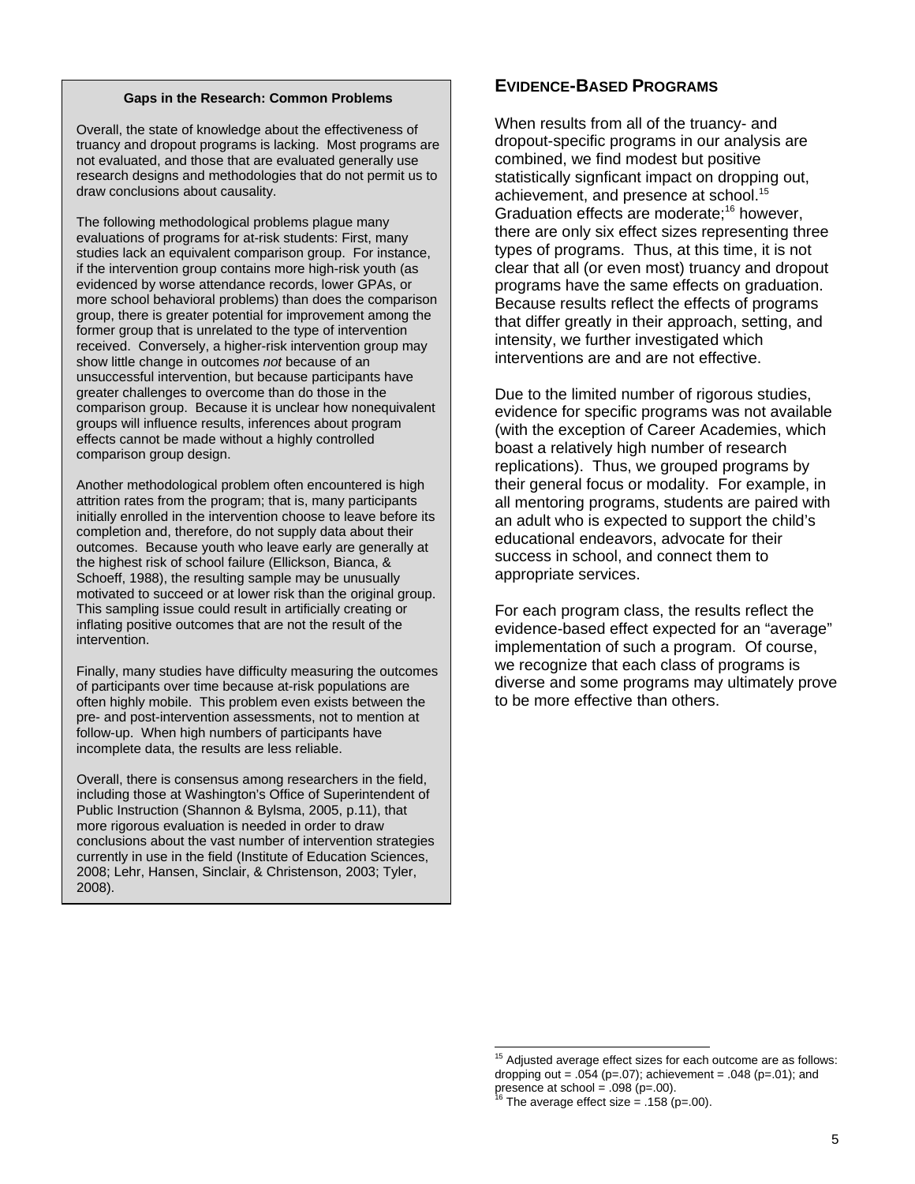### Gaps in the Research: Common Problems

Overall, the state of knowledge about the effectiveness of truancy and dropout programs is lacking. Most programs are not evaluated, and those that are evaluated generally use research designs and methodologies that do not permit us to draw conclusions about causality.

The following methodological problems plague many evaluations of programs for at-risk students: First, many studies lack an equivalent comparison group. For instance, if the intervention group contains more high-risk youth (as evidenced by worse attendance records, lower GPAs, or more school behavioral problems) than does the comparison group, there is greater potential for improvement among the former group that is unrelated to the type of intervention received. Conversely, a higher-risk intervention group may show little change in outcomes *not* because of an unsuccessful intervention, but because participants have greater challenges to overcome than do those in the comparison group. Because it is unclear how nonequivalent groups will influence results, inferences about program effects cannot be made without a highly controlled comparison group design.

Another methodological problem often encountered is high attrition rates from the program; that is, many participants initially enrolled in the intervention choose to leave before its completion and, therefore, do not supply data about their outcomes. Because youth who leave early are generally at the highest risk of school failure (Ellickson, Bianca, & Schoeff, 1988), the resulting sample may be unusually motivated to succeed or at lower risk than the original group. This sampling issue could result in artificially creating or inflating positive outcomes that are not the result of the intervention.

Finally, many studies have difficulty measuring the outcomes of participants over time because at-risk populations are often highly mobile. This problem even exists between the pre- and post-intervention assessments, not to mention at follow-up. When high numbers of participants have incomplete data, the results are less reliable.

Overall, there is consensus among researchers in the field, including those at Washington's Office of Superintendent of Public Instruction (Shannon & Bylsma, 2005, p.11), that more rigorous evaluation is needed in order to draw conclusions about the vast number of intervention strategies currently in use in the field (Institute of Education Sciences, 2008; Lehr, Hansen, Sinclair, & Christenson, 2003; Tyler, 2008).

## EVIDENCE-BASED PROGRAMS

When results from all of the truancy- and dropout-specific programs in our analysis are combined, we find modest but positive statistically signficant impact on dropping out, achievement, and presence at school.[15] Graduation effects are moderate;[16] however, there are only six effect sizes representing three types of programs. Thus, at this time, it is not clear that all (or even most) truancy and dropout programs have the same effects on graduation. Because results reflect the effects of programs that differ greatly in their approach, setting, and intensity, we further investigated which interventions are and are not effective.

Due to the limited number of rigorous studies, evidence for specific programs was not available (with the exception of Career Academies, which boast a relatively high number of research replications). Thus, we grouped programs by their general focus or modality. For example, in all mentoring programs, students are paired with an adult who is expected to support the child's educational endeavors, advocate for their success in school, and connect them to appropriate services.

For each program class, the results reflect the evidence-based effect expected for an "average" implementation of such a program. Of course, we recognize that each class of programs is diverse and some programs may ultimately prove to be more effective than others.

---

[15] Adjusted average effect sizes for each outcome are as follows: dropping out = .054 ($p$=.07); achievement = .048 ($p$=.01); and presence at school = .098 ($p$=.00).

[16] The average effect size = .158 ($p$=.00).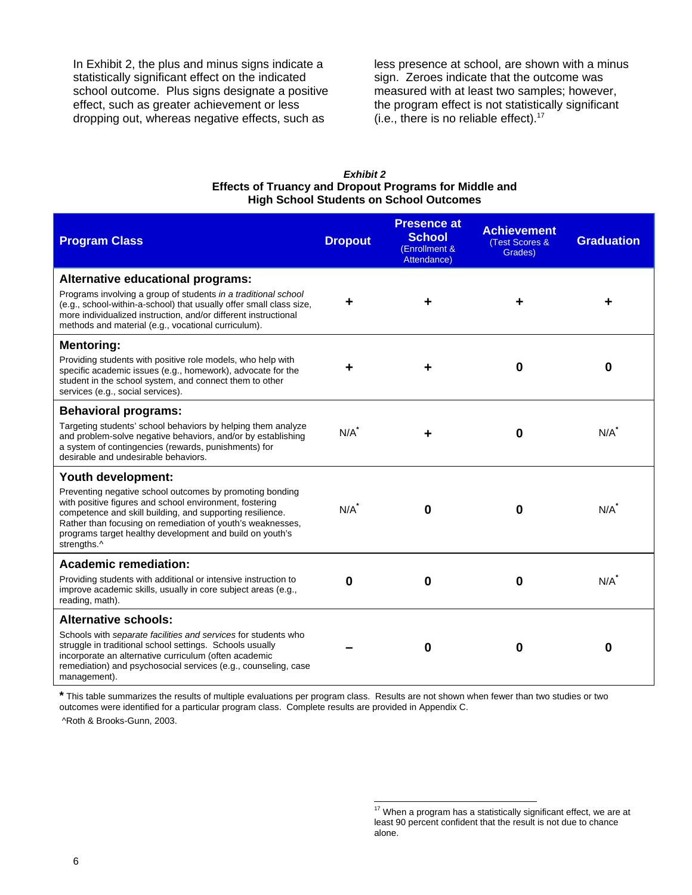In Exhibit 2, the plus and minus signs indicate a statistically significant effect on the indicated school outcome. Plus signs designate a positive effect, such as greater achievement or less dropping out, whereas negative effects, such as less presence at school, are shown with a minus sign. Zeroes indicate that the outcome was measured with at least two samples; however, the program effect is not statistically significant (i.e., there is no reliable effect).[17]

***Exhibit 2***
**Effects of Truancy and Dropout Programs for Middle and High School Students on School Outcomes**

| Program Class | Dropout | Presence at School (Enrollment & Attendance) | Achievement (Test Scores & Grades) | Graduation |
|---|---|---|---|---|
| **Alternative educational programs:** Programs involving a group of students *in a traditional school* (e.g., school-within-a-school) that usually offer small class size, more individualized instruction, and/or different instructional methods and material (e.g., vocational curriculum). | **+** | **+** | **+** | **+** |
| **Mentoring:** Providing students with positive role models, who help with specific academic issues (e.g., homework), advocate for the student in the school system, and connect them to other services (e.g., social services). | **+** | **+** | **0** | **0** |
| **Behavioral programs:** Targeting students' school behaviors by helping them analyze and problem-solve negative behaviors, and/or by establishing a system of contingencies (rewards, punishments) for desirable and undesirable behaviors. | N/A* | **+** | **0** | N/A* |
| **Youth development:** Preventing negative school outcomes by promoting bonding with positive figures and school environment, fostering competence and skill building, and supporting resilience. Rather than focusing on remediation of youth's weaknesses, programs target healthy development and build on youth's strengths.^ | N/A* | **0** | **0** | N/A* |
| **Academic remediation:** Providing students with additional or intensive instruction to improve academic skills, usually in core subject areas (e.g., reading, math). | **0** | **0** | **0** | N/A* |
| **Alternative schools:** Schools with *separate facilities and services* for students who struggle in traditional school settings. Schools usually incorporate an alternative curriculum (often academic remediation) and psychosocial services (e.g., counseling, case management). | **–** | **0** | **0** | **0** |

**\*** This table summarizes the results of multiple evaluations per program class. Results are not shown when fewer than two studies or two outcomes were identified for a particular program class. Complete results are provided in Appendix C.

^Roth & Brooks-Gunn, 2003.

[17] When a program has a statistically significant effect, we are at least 90 percent confident that the result is not due to chance alone.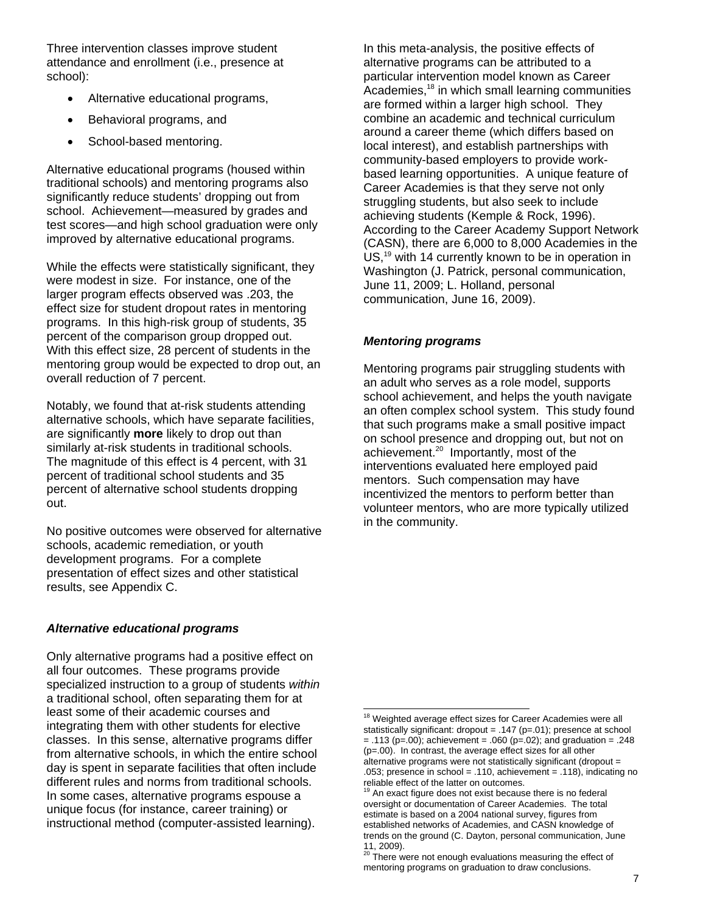Three intervention classes improve student attendance and enrollment (i.e., presence at school):

- Alternative educational programs,
- Behavioral programs, and
- School-based mentoring.

Alternative educational programs (housed within traditional schools) and mentoring programs also significantly reduce students' dropping out from school. Achievement—measured by grades and test scores—and high school graduation were only improved by alternative educational programs.

While the effects were statistically significant, they were modest in size. For instance, one of the larger program effects observed was .203, the effect size for student dropout rates in mentoring programs. In this high-risk group of students, 35 percent of the comparison group dropped out. With this effect size, 28 percent of students in the mentoring group would be expected to drop out, an overall reduction of 7 percent.

Notably, we found that at-risk students attending alternative schools, which have separate facilities, are significantly **more** likely to drop out than similarly at-risk students in traditional schools. The magnitude of this effect is 4 percent, with 31 percent of traditional school students and 35 percent of alternative school students dropping out.

No positive outcomes were observed for alternative schools, academic remediation, or youth development programs. For a complete presentation of effect sizes and other statistical results, see Appendix C.

### *Alternative educational programs*

Only alternative programs had a positive effect on all four outcomes. These programs provide specialized instruction to a group of students *within* a traditional school, often separating them for at least some of their academic courses and integrating them with other students for elective classes. In this sense, alternative programs differ from alternative schools, in which the entire school day is spent in separate facilities that often include different rules and norms from traditional schools. In some cases, alternative programs espouse a unique focus (for instance, career training) or instructional method (computer-assisted learning).

In this meta-analysis, the positive effects of alternative programs can be attributed to a particular intervention model known as Career Academies,[18] in which small learning communities are formed within a larger high school. They combine an academic and technical curriculum around a career theme (which differs based on local interest), and establish partnerships with community-based employers to provide work-based learning opportunities. A unique feature of Career Academies is that they serve not only struggling students, but also seek to include achieving students (Kemple & Rock, 1996). According to the Career Academy Support Network (CASN), there are 6,000 to 8,000 Academies in the US,[19] with 14 currently known to be in operation in Washington (J. Patrick, personal communication, June 11, 2009; L. Holland, personal communication, June 16, 2009).

### *Mentoring programs*

Mentoring programs pair struggling students with an adult who serves as a role model, supports school achievement, and helps the youth navigate an often complex school system. This study found that such programs make a small positive impact on school presence and dropping out, but not on achievement.[20] Importantly, most of the interventions evaluated here employed paid mentors. Such compensation may have incentivized the mentors to perform better than volunteer mentors, who are more typically utilized in the community.

---

[18] Weighted average effect sizes for Career Academies were all statistically significant: dropout = .147 (p=.01); presence at school = .113 (p=.00); achievement = .060 (p=.02); and graduation = .248 (p=.00). In contrast, the average effect sizes for all other alternative programs were not statistically significant (dropout = .053; presence in school = .110, achievement = .118), indicating no reliable effect of the latter on outcomes.

[19] An exact figure does not exist because there is no federal oversight or documentation of Career Academies. The total estimate is based on a 2004 national survey, figures from established networks of Academies, and CASN knowledge of trends on the ground (C. Dayton, personal communication, June 11, 2009).

[20] There were not enough evaluations measuring the effect of mentoring programs on graduation to draw conclusions.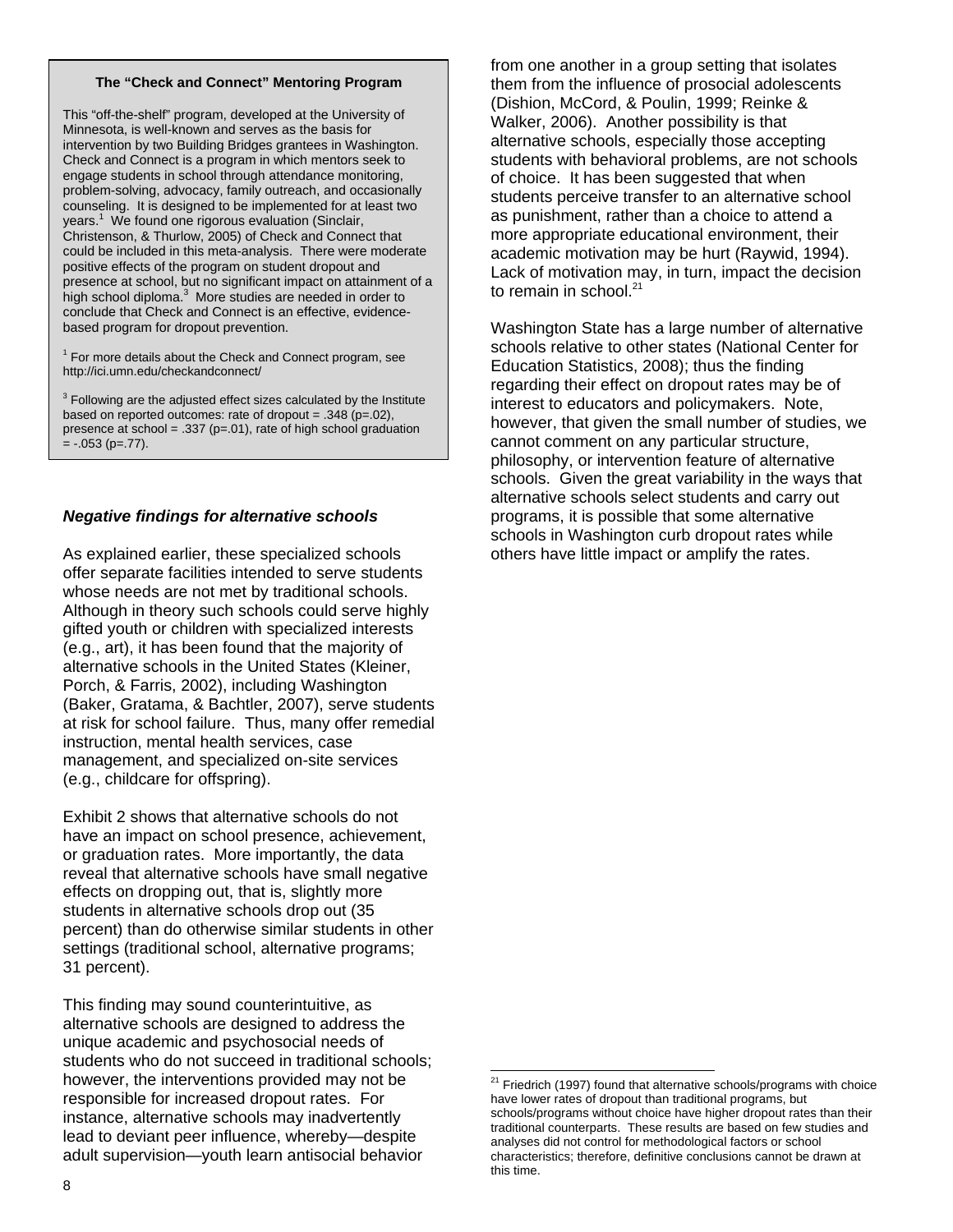**The "Check and Connect" Mentoring Program**

This "off-the-shelf" program, developed at the University of Minnesota, is well-known and serves as the basis for intervention by two Building Bridges grantees in Washington. Check and Connect is a program in which mentors seek to engage students in school through attendance monitoring, problem-solving, advocacy, family outreach, and occasionally counseling. It is designed to be implemented for at least two years.[1] We found one rigorous evaluation (Sinclair, Christenson, & Thurlow, 2005) of Check and Connect that could be included in this meta-analysis. There were moderate positive effects of the program on student dropout and presence at school, but no significant impact on attainment of a high school diploma.[3] More studies are needed in order to conclude that Check and Connect is an effective, evidence-based program for dropout prevention.

[1] For more details about the Check and Connect program, see http://ici.umn.edu/checkandconnect/

[3] Following are the adjusted effect sizes calculated by the Institute based on reported outcomes: rate of dropout = .348 (p=.02), presence at school = .337 (p=.01), rate of high school graduation = -.053 (p=.77).

***Negative findings for alternative schools***

As explained earlier, these specialized schools offer separate facilities intended to serve students whose needs are not met by traditional schools. Although in theory such schools could serve highly gifted youth or children with specialized interests (e.g., art), it has been found that the majority of alternative schools in the United States (Kleiner, Porch, & Farris, 2002), including Washington (Baker, Gratama, & Bachtler, 2007), serve students at risk for school failure. Thus, many offer remedial instruction, mental health services, case management, and specialized on-site services (e.g., childcare for offspring).

Exhibit 2 shows that alternative schools do not have an impact on school presence, achievement, or graduation rates. More importantly, the data reveal that alternative schools have small negative effects on dropping out, that is, slightly more students in alternative schools drop out (35 percent) than do otherwise similar students in other settings (traditional school, alternative programs; 31 percent).

This finding may sound counterintuitive, as alternative schools are designed to address the unique academic and psychosocial needs of students who do not succeed in traditional schools; however, the interventions provided may not be responsible for increased dropout rates. For instance, alternative schools may inadvertently lead to deviant peer influence, whereby—despite adult supervision—youth learn antisocial behavior from one another in a group setting that isolates them from the influence of prosocial adolescents (Dishion, McCord, & Poulin, 1999; Reinke & Walker, 2006). Another possibility is that alternative schools, especially those accepting students with behavioral problems, are not schools of choice. It has been suggested that when students perceive transfer to an alternative school as punishment, rather than a choice to attend a more appropriate educational environment, their academic motivation may be hurt (Raywid, 1994). Lack of motivation may, in turn, impact the decision to remain in school.[21]

Washington State has a large number of alternative schools relative to other states (National Center for Education Statistics, 2008); thus the finding regarding their effect on dropout rates may be of interest to educators and policymakers. Note, however, that given the small number of studies, we cannot comment on any particular structure, philosophy, or intervention feature of alternative schools. Given the great variability in the ways that alternative schools select students and carry out programs, it is possible that some alternative schools in Washington curb dropout rates while others have little impact or amplify the rates.

[21] Friedrich (1997) found that alternative schools/programs with choice have lower rates of dropout than traditional programs, but schools/programs without choice have higher dropout rates than their traditional counterparts. These results are based on few studies and analyses did not control for methodological factors or school characteristics; therefore, definitive conclusions cannot be drawn at this time.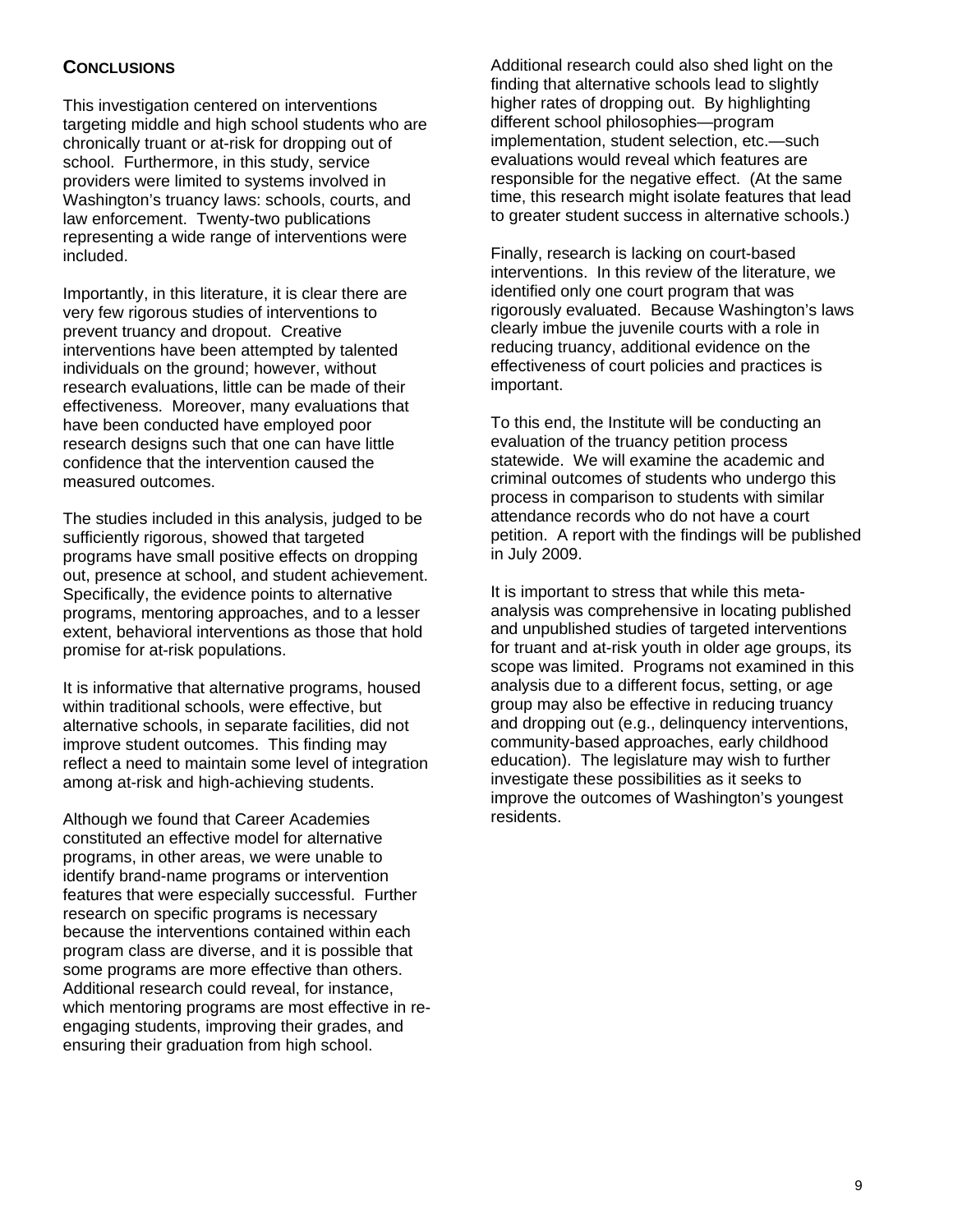## CONCLUSIONS

This investigation centered on interventions targeting middle and high school students who are chronically truant or at-risk for dropping out of school. Furthermore, in this study, service providers were limited to systems involved in Washington's truancy laws: schools, courts, and law enforcement. Twenty-two publications representing a wide range of interventions were included.

Importantly, in this literature, it is clear there are very few rigorous studies of interventions to prevent truancy and dropout. Creative interventions have been attempted by talented individuals on the ground; however, without research evaluations, little can be made of their effectiveness. Moreover, many evaluations that have been conducted have employed poor research designs such that one can have little confidence that the intervention caused the measured outcomes.

The studies included in this analysis, judged to be sufficiently rigorous, showed that targeted programs have small positive effects on dropping out, presence at school, and student achievement. Specifically, the evidence points to alternative programs, mentoring approaches, and to a lesser extent, behavioral interventions as those that hold promise for at-risk populations.

It is informative that alternative programs, housed within traditional schools, were effective, but alternative schools, in separate facilities, did not improve student outcomes. This finding may reflect a need to maintain some level of integration among at-risk and high-achieving students.

Although we found that Career Academies constituted an effective model for alternative programs, in other areas, we were unable to identify brand-name programs or intervention features that were especially successful. Further research on specific programs is necessary because the interventions contained within each program class are diverse, and it is possible that some programs are more effective than others. Additional research could reveal, for instance, which mentoring programs are most effective in re-engaging students, improving their grades, and ensuring their graduation from high school.

Additional research could also shed light on the finding that alternative schools lead to slightly higher rates of dropping out. By highlighting different school philosophies—program implementation, student selection, etc.—such evaluations would reveal which features are responsible for the negative effect. (At the same time, this research might isolate features that lead to greater student success in alternative schools.)

Finally, research is lacking on court-based interventions. In this review of the literature, we identified only one court program that was rigorously evaluated. Because Washington's laws clearly imbue the juvenile courts with a role in reducing truancy, additional evidence on the effectiveness of court policies and practices is important.

To this end, the Institute will be conducting an evaluation of the truancy petition process statewide. We will examine the academic and criminal outcomes of students who undergo this process in comparison to students with similar attendance records who do not have a court petition. A report with the findings will be published in July 2009.

It is important to stress that while this meta-analysis was comprehensive in locating published and unpublished studies of targeted interventions for truant and at-risk youth in older age groups, its scope was limited. Programs not examined in this analysis due to a different focus, setting, or age group may also be effective in reducing truancy and dropping out (e.g., delinquency interventions, community-based approaches, early childhood education). The legislature may wish to further investigate these possibilities as it seeks to improve the outcomes of Washington's youngest residents.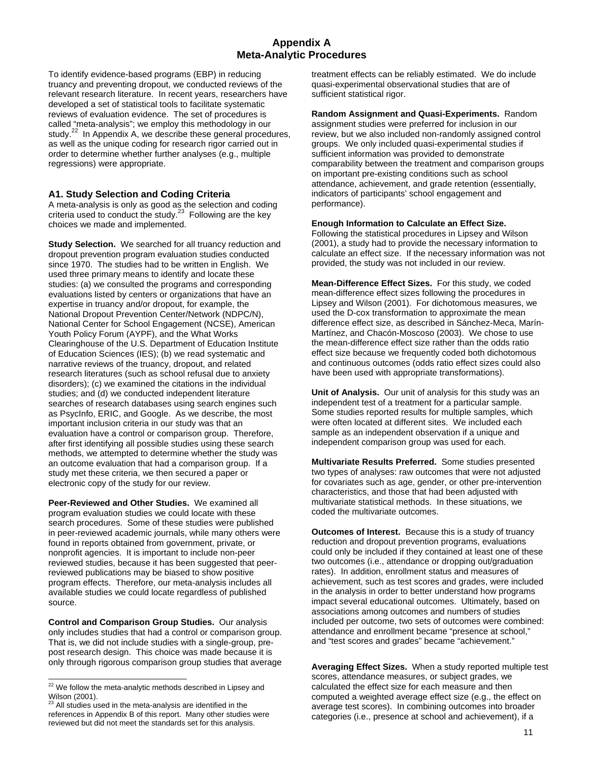# Appendix A
# Meta-Analytic Procedures

To identify evidence-based programs (EBP) in reducing truancy and preventing dropout, we conducted reviews of the relevant research literature. In recent years, researchers have developed a set of statistical tools to facilitate systematic reviews of evaluation evidence. The set of procedures is called "meta-analysis"; we employ this methodology in our study.[22] In Appendix A, we describe these general procedures, as well as the unique coding for research rigor carried out in order to determine whether further analyses (e.g., multiple regressions) were appropriate.

## A1. Study Selection and Coding Criteria

A meta-analysis is only as good as the selection and coding criteria used to conduct the study.[23] Following are the key choices we made and implemented.

**Study Selection.** We searched for all truancy reduction and dropout prevention program evaluation studies conducted since 1970. The studies had to be written in English. We used three primary means to identify and locate these studies: (a) we consulted the programs and corresponding evaluations listed by centers or organizations that have an expertise in truancy and/or dropout, for example, the National Dropout Prevention Center/Network (NDPC/N), National Center for School Engagement (NCSE), American Youth Policy Forum (AYPF), and the What Works Clearinghouse of the U.S. Department of Education Institute of Education Sciences (IES); (b) we read systematic and narrative reviews of the truancy, dropout, and related research literatures (such as school refusal due to anxiety disorders); (c) we examined the citations in the individual studies; and (d) we conducted independent literature searches of research databases using search engines such as PsycInfo, ERIC, and Google. As we describe, the most important inclusion criteria in our study was that an evaluation have a control or comparison group. Therefore, after first identifying all possible studies using these search methods, we attempted to determine whether the study was an outcome evaluation that had a comparison group. If a study met these criteria, we then secured a paper or electronic copy of the study for our review.

**Peer-Reviewed and Other Studies.** We examined all program evaluation studies we could locate with these search procedures. Some of these studies were published in peer-reviewed academic journals, while many others were found in reports obtained from government, private, or nonprofit agencies. It is important to include non-peer reviewed studies, because it has been suggested that peer-reviewed publications may be biased to show positive program effects. Therefore, our meta-analysis includes all available studies we could locate regardless of published source.

**Control and Comparison Group Studies.** Our analysis only includes studies that had a control or comparison group. That is, we did not include studies with a single-group, pre-post research design. This choice was made because it is only through rigorous comparison group studies that average treatment effects can be reliably estimated. We do include quasi-experimental observational studies that are of sufficient statistical rigor.

**Random Assignment and Quasi-Experiments.** Random assignment studies were preferred for inclusion in our review, but we also included non-randomly assigned control groups. We only included quasi-experimental studies if sufficient information was provided to demonstrate comparability between the treatment and comparison groups on important pre-existing conditions such as school attendance, achievement, and grade retention (essentially, indicators of participants' school engagement and performance).

**Enough Information to Calculate an Effect Size.** Following the statistical procedures in Lipsey and Wilson (2001), a study had to provide the necessary information to calculate an effect size. If the necessary information was not provided, the study was not included in our review.

**Mean-Difference Effect Sizes.** For this study, we coded mean-difference effect sizes following the procedures in Lipsey and Wilson (2001). For dichotomous measures, we used the D-cox transformation to approximate the mean difference effect size, as described in Sánchez-Meca, Marín-Martínez, and Chacón-Moscoso (2003). We chose to use the mean-difference effect size rather than the odds ratio effect size because we frequently coded both dichotomous and continuous outcomes (odds ratio effect sizes could also have been used with appropriate transformations).

**Unit of Analysis.** Our unit of analysis for this study was an independent test of a treatment for a particular sample. Some studies reported results for multiple samples, which were often located at different sites. We included each sample as an independent observation if a unique and independent comparison group was used for each.

**Multivariate Results Preferred.** Some studies presented two types of analyses: raw outcomes that were not adjusted for covariates such as age, gender, or other pre-intervention characteristics, and those that had been adjusted with multivariate statistical methods. In these situations, we coded the multivariate outcomes.

**Outcomes of Interest.** Because this is a study of truancy reduction and dropout prevention programs, evaluations could only be included if they contained at least one of these two outcomes (i.e., attendance or dropping out/graduation rates). In addition, enrollment status and measures of achievement, such as test scores and grades, were included in the analysis in order to better understand how programs impact several educational outcomes. Ultimately, based on associations among outcomes and numbers of studies included per outcome, two sets of outcomes were combined: attendance and enrollment became "presence at school," and "test scores and grades" became "achievement."

**Averaging Effect Sizes.** When a study reported multiple test scores, attendance measures, or subject grades, we calculated the effect size for each measure and then computed a weighted average effect size (e.g., the effect on average test scores). In combining outcomes into broader categories (i.e., presence at school and achievement), if a

---

[22] We follow the meta-analytic methods described in Lipsey and Wilson (2001).

[23] All studies used in the meta-analysis are identified in the references in Appendix B of this report. Many other studies were reviewed but did not meet the standards set for this analysis.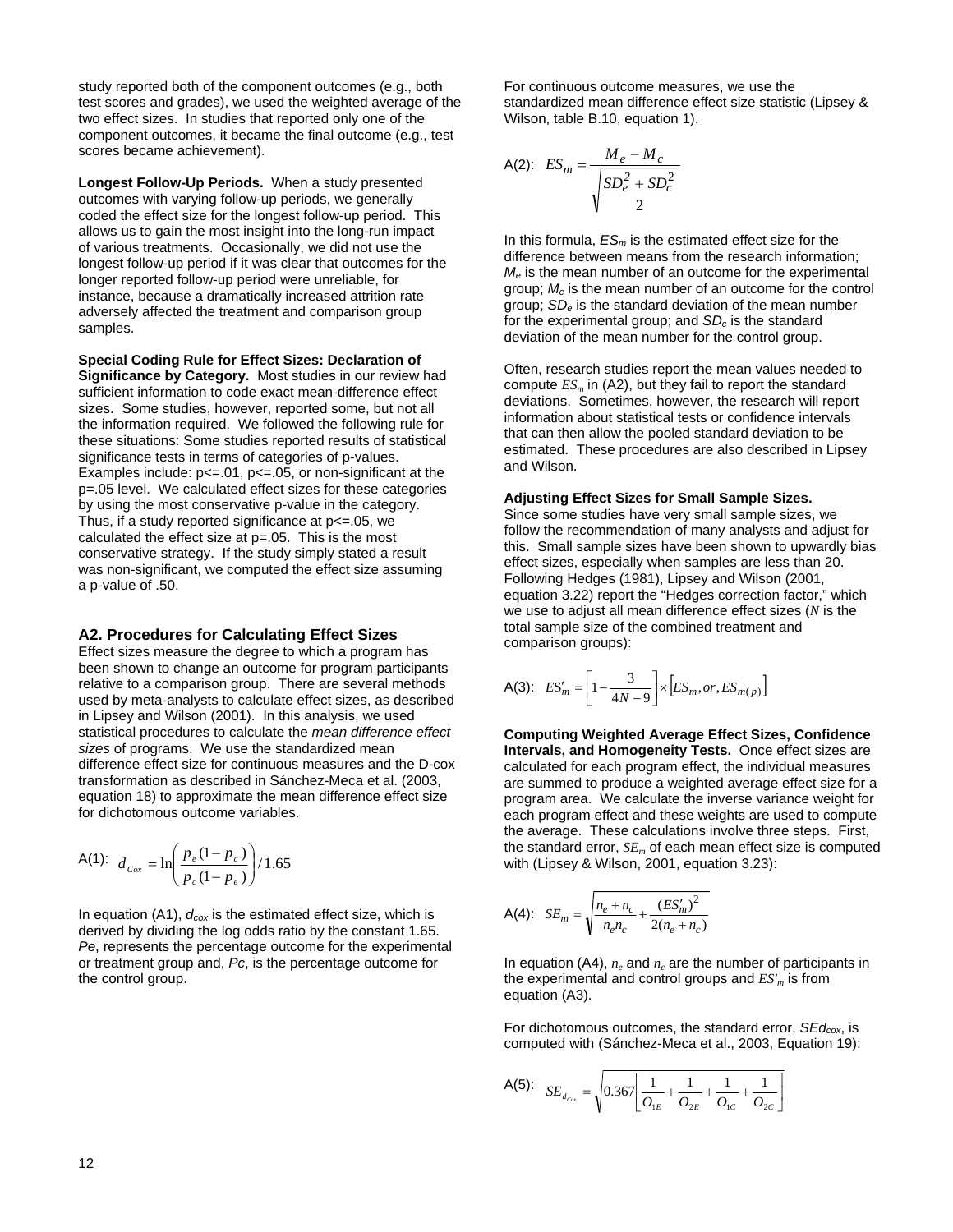study reported both of the component outcomes (e.g., both test scores and grades), we used the weighted average of the two effect sizes. In studies that reported only one of the component outcomes, it became the final outcome (e.g., test scores became achievement).

**Longest Follow-Up Periods.** When a study presented outcomes with varying follow-up periods, we generally coded the effect size for the longest follow-up period. This allows us to gain the most insight into the long-run impact of various treatments. Occasionally, we did not use the longest follow-up period if it was clear that outcomes for the longer reported follow-up period were unreliable, for instance, because a dramatically increased attrition rate adversely affected the treatment and comparison group samples.

**Special Coding Rule for Effect Sizes: Declaration of Significance by Category.** Most studies in our review had sufficient information to code exact mean-difference effect sizes. Some studies, however, reported some, but not all the information required. We followed the following rule for these situations: Some studies reported results of statistical significance tests in terms of categories of p-values. Examples include: $p<=.01$, $p<=.05$, or non-significant at the $p=.05$ level. We calculated effect sizes for these categories by using the most conservative p-value in the category. Thus, if a study reported significance at $p<=.05$, we calculated the effect size at $p=.05$. This is the most conservative strategy. If the study simply stated a result was non-significant, we computed the effect size assuming a p-value of .50.

## A2. Procedures for Calculating Effect Sizes

Effect sizes measure the degree to which a program has been shown to change an outcome for program participants relative to a comparison group. There are several methods used by meta-analysts to calculate effect sizes, as described in Lipsey and Wilson (2001). In this analysis, we used statistical procedures to calculate the *mean difference effect sizes* of programs. We use the standardized mean difference effect size for continuous measures and the D-cox transformation as described in Sánchez-Meca et al. (2003, equation 18) to approximate the mean difference effect size for dichotomous outcome variables.

A(1): $$d_{Cox} = \ln\left(\frac{p_e(1-p_c)}{p_c(1-p_e)}\right)/1.65$$

In equation (A1), $d_{cox}$ is the estimated effect size, which is derived by dividing the log odds ratio by the constant 1.65. $Pe$, represents the percentage outcome for the experimental or treatment group and, $Pc$, is the percentage outcome for the control group.

For continuous outcome measures, we use the standardized mean difference effect size statistic (Lipsey & Wilson, table B.10, equation 1).

A(2): $$ES_m = \frac{M_e - M_c}{\sqrt{\dfrac{SD_e^2 + SD_c^2}{2}}}$$

In this formula, $ES_m$ is the estimated effect size for the difference between means from the research information; $M_e$ is the mean number of an outcome for the experimental group; $M_c$ is the mean number of an outcome for the control group; $SD_e$ is the standard deviation of the mean number for the experimental group; and $SD_c$ is the standard deviation of the mean number for the control group.

Often, research studies report the mean values needed to compute $ES_m$ in (A2), but they fail to report the standard deviations. Sometimes, however, the research will report information about statistical tests or confidence intervals that can then allow the pooled standard deviation to be estimated. These procedures are also described in Lipsey and Wilson.

**Adjusting Effect Sizes for Small Sample Sizes.** Since some studies have very small sample sizes, we follow the recommendation of many analysts and adjust for this. Small sample sizes have been shown to upwardly bias effect sizes, especially when samples are less than 20. Following Hedges (1981), Lipsey and Wilson (2001, equation 3.22) report the "Hedges correction factor," which we use to adjust all mean difference effect sizes ($N$ is the total sample size of the combined treatment and comparison groups):

A(3): $$ES'_m = \left[1 - \frac{3}{4N-9}\right] \times \left[ES_m, or, ES_{m(p)}\right]$$

**Computing Weighted Average Effect Sizes, Confidence Intervals, and Homogeneity Tests.** Once effect sizes are calculated for each program effect, the individual measures are summed to produce a weighted average effect size for a program area. We calculate the inverse variance weight for each program effect and these weights are used to compute the average. These calculations involve three steps. First, the standard error, $SE_m$ of each mean effect size is computed with (Lipsey & Wilson, 2001, equation 3.23):

A(4): $$SE_m = \sqrt{\frac{n_e + n_c}{n_e n_c} + \frac{(ES'_m)^2}{2(n_e + n_c)}}$$

In equation (A4), $n_e$ and $n_c$ are the number of participants in the experimental and control groups and $ES'_m$ is from equation (A3).

For dichotomous outcomes, the standard error, $SEd_{cox}$, is computed with (Sánchez-Meca et al., 2003, Equation 19):

A(5): $$SE_{d_{Cox}} = \sqrt{0.367\left[\frac{1}{O_{1E}} + \frac{1}{O_{2E}} + \frac{1}{O_{1C}} + \frac{1}{O_{2C}}\right]}$$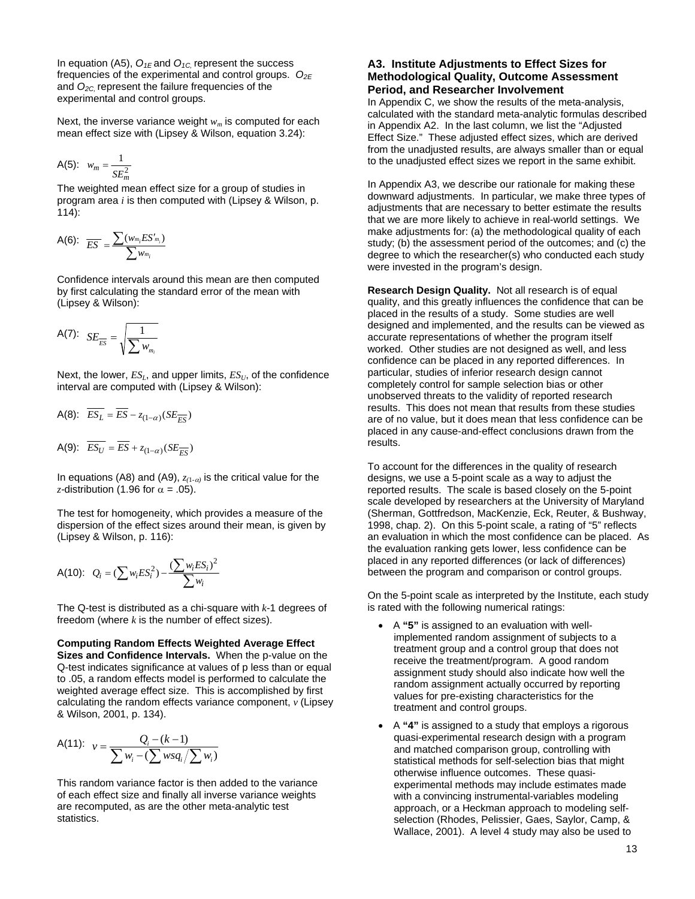In equation (A5), $O_{1E}$ and $O_{1C,}$ represent the success frequencies of the experimental and control groups. $O_{2E}$ and $O_{2C,}$ represent the failure frequencies of the experimental and control groups.

Next, the inverse variance weight $w_m$ is computed for each mean effect size with (Lipsey & Wilson, equation 3.24):

$$\text{A(5):} \quad w_m = \frac{1}{SE_m^2}$$

The weighted mean effect size for a group of studies in program area $i$ is then computed with (Lipsey & Wilson, p. 114):

$$\text{A(6):} \quad \overline{ES} = \frac{\sum (w_{m_i} ES'_{m_i})}{\sum w_{m_i}}$$

Confidence intervals around this mean are then computed by first calculating the standard error of the mean with (Lipsey & Wilson):

$$\text{A(7):} \quad SE_{\overline{ES}} = \sqrt{\frac{1}{\sum w_{m_i}}}$$

Next, the lower, $ES_L$, and upper limits, $ES_U$, of the confidence interval are computed with (Lipsey & Wilson):

$$\text{A(8):} \quad \overline{ES_L} = \overline{ES} - z_{(1-\alpha)}(SE_{\overline{ES}})$$

$$\text{A(9):} \quad \overline{ES_U} = \overline{ES} + z_{(1-\alpha)}(SE_{\overline{ES}})$$

In equations (A8) and (A9), $z_{(1-\alpha)}$ is the critical value for the $z$-distribution (1.96 for $\alpha = .05$).

The test for homogeneity, which provides a measure of the dispersion of the effect sizes around their mean, is given by (Lipsey & Wilson, p. 116):

$$\text{A(10):} \quad Q_i = (\sum w_i ES_i^2) - \frac{(\sum w_i ES_i)^2}{\sum w_i}$$

The Q-test is distributed as a chi-square with $k$-1 degrees of freedom (where $k$ is the number of effect sizes).

**Computing Random Effects Weighted Average Effect Sizes and Confidence Intervals.** When the p-value on the Q-test indicates significance at values of p less than or equal to .05, a random effects model is performed to calculate the weighted average effect size. This is accomplished by first calculating the random effects variance component, $v$ (Lipsey & Wilson, 2001, p. 134).

$$\text{A(11):} \quad v = \frac{Q_i - (k-1)}{\sum w_i - (\sum wsq_i / \sum w_i)}$$

This random variance factor is then added to the variance of each effect size and finally all inverse variance weights are recomputed, as are the other meta-analytic test statistics.

### A3. Institute Adjustments to Effect Sizes for Methodological Quality, Outcome Assessment Period, and Researcher Involvement

In Appendix C, we show the results of the meta-analysis, calculated with the standard meta-analytic formulas described in Appendix A2. In the last column, we list the "Adjusted Effect Size." These adjusted effect sizes, which are derived from the unadjusted results, are always smaller than or equal to the unadjusted effect sizes we report in the same exhibit.

In Appendix A3, we describe our rationale for making these downward adjustments. In particular, we make three types of adjustments that are necessary to better estimate the results that we are more likely to achieve in real-world settings. We make adjustments for: (a) the methodological quality of each study; (b) the assessment period of the outcomes; and (c) the degree to which the researcher(s) who conducted each study were invested in the program's design.

**Research Design Quality.** Not all research is of equal quality, and this greatly influences the confidence that can be placed in the results of a study. Some studies are well designed and implemented, and the results can be viewed as accurate representations of whether the program itself worked. Other studies are not designed as well, and less confidence can be placed in any reported differences. In particular, studies of inferior research design cannot completely control for sample selection bias or other unobserved threats to the validity of reported research results. This does not mean that results from these studies are of no value, but it does mean that less confidence can be placed in any cause-and-effect conclusions drawn from the results.

To account for the differences in the quality of research designs, we use a 5-point scale as a way to adjust the reported results. The scale is based closely on the 5-point scale developed by researchers at the University of Maryland (Sherman, Gottfredson, MacKenzie, Eck, Reuter, & Bushway, 1998, chap. 2). On this 5-point scale, a rating of "5" reflects an evaluation in which the most confidence can be placed. As the evaluation ranking gets lower, less confidence can be placed in any reported differences (or lack of differences) between the program and comparison or control groups.

On the 5-point scale as interpreted by the Institute, each study is rated with the following numerical ratings:

- A **"5"** is assigned to an evaluation with well-implemented random assignment of subjects to a treatment group and a control group that does not receive the treatment/program. A good random assignment study should also indicate how well the random assignment actually occurred by reporting values for pre-existing characteristics for the treatment and control groups.
- A **"4"** is assigned to a study that employs a rigorous quasi-experimental research design with a program and matched comparison group, controlling with statistical methods for self-selection bias that might otherwise influence outcomes. These quasi-experimental methods may include estimates made with a convincing instrumental-variables modeling approach, or a Heckman approach to modeling self-selection (Rhodes, Pelissier, Gaes, Saylor, Camp, & Wallace, 2001). A level 4 study may also be used to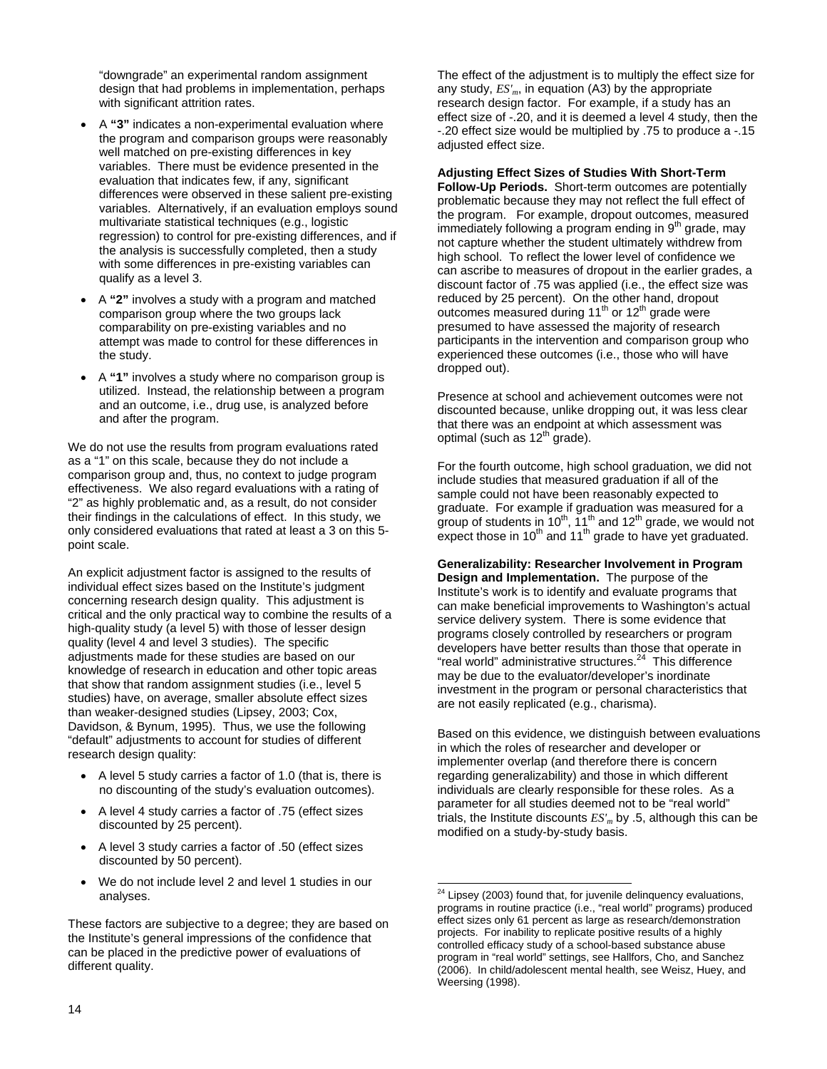"downgrade" an experimental random assignment design that had problems in implementation, perhaps with significant attrition rates.

- A **"3"** indicates a non-experimental evaluation where the program and comparison groups were reasonably well matched on pre-existing differences in key variables. There must be evidence presented in the evaluation that indicates few, if any, significant differences were observed in these salient pre-existing variables. Alternatively, if an evaluation employs sound multivariate statistical techniques (e.g., logistic regression) to control for pre-existing differences, and if the analysis is successfully completed, then a study with some differences in pre-existing variables can qualify as a level 3.
- A **"2"** involves a study with a program and matched comparison group where the two groups lack comparability on pre-existing variables and no attempt was made to control for these differences in the study.
- A **"1"** involves a study where no comparison group is utilized. Instead, the relationship between a program and an outcome, i.e., drug use, is analyzed before and after the program.

We do not use the results from program evaluations rated as a "1" on this scale, because they do not include a comparison group and, thus, no context to judge program effectiveness. We also regard evaluations with a rating of "2" as highly problematic and, as a result, do not consider their findings in the calculations of effect. In this study, we only considered evaluations that rated at least a 3 on this 5-point scale.

An explicit adjustment factor is assigned to the results of individual effect sizes based on the Institute's judgment concerning research design quality. This adjustment is critical and the only practical way to combine the results of a high-quality study (a level 5) with those of lesser design quality (level 4 and level 3 studies). The specific adjustments made for these studies are based on our knowledge of research in education and other topic areas that show that random assignment studies (i.e., level 5 studies) have, on average, smaller absolute effect sizes than weaker-designed studies (Lipsey, 2003; Cox, Davidson, & Bynum, 1995). Thus, we use the following "default" adjustments to account for studies of different research design quality:

- A level 5 study carries a factor of 1.0 (that is, there is no discounting of the study's evaluation outcomes).
- A level 4 study carries a factor of .75 (effect sizes discounted by 25 percent).
- A level 3 study carries a factor of .50 (effect sizes discounted by 50 percent).
- We do not include level 2 and level 1 studies in our analyses.

These factors are subjective to a degree; they are based on the Institute's general impressions of the confidence that can be placed in the predictive power of evaluations of different quality.

The effect of the adjustment is to multiply the effect size for any study, $ES'_m$, in equation (A3) by the appropriate research design factor. For example, if a study has an effect size of -.20, and it is deemed a level 4 study, then the -.20 effect size would be multiplied by .75 to produce a -.15 adjusted effect size.

**Adjusting Effect Sizes of Studies With Short-Term Follow-Up Periods.** Short-term outcomes are potentially problematic because they may not reflect the full effect of the program. For example, dropout outcomes, measured immediately following a program ending in 9th grade, may not capture whether the student ultimately withdrew from high school. To reflect the lower level of confidence we can ascribe to measures of dropout in the earlier grades, a discount factor of .75 was applied (i.e., the effect size was reduced by 25 percent). On the other hand, dropout outcomes measured during 11th or 12th grade were presumed to have assessed the majority of research participants in the intervention and comparison group who experienced these outcomes (i.e., those who will have dropped out).

Presence at school and achievement outcomes were not discounted because, unlike dropping out, it was less clear that there was an endpoint at which assessment was optimal (such as 12th grade).

For the fourth outcome, high school graduation, we did not include studies that measured graduation if all of the sample could not have been reasonably expected to graduate. For example if graduation was measured for a group of students in 10th, 11th and 12th grade, we would not expect those in 10th and 11th grade to have yet graduated.

**Generalizability: Researcher Involvement in Program Design and Implementation.** The purpose of the Institute's work is to identify and evaluate programs that can make beneficial improvements to Washington's actual service delivery system. There is some evidence that programs closely controlled by researchers or program developers have better results than those that operate in "real world" administrative structures.[24] This difference may be due to the evaluator/developer's inordinate investment in the program or personal characteristics that are not easily replicated (e.g., charisma).

Based on this evidence, we distinguish between evaluations in which the roles of researcher and developer or implementer overlap (and therefore there is concern regarding generalizability) and those in which different individuals are clearly responsible for these roles. As a parameter for all studies deemed not to be "real world" trials, the Institute discounts $ES'_m$ by .5, although this can be modified on a study-by-study basis.

[24] Lipsey (2003) found that, for juvenile delinquency evaluations, programs in routine practice (i.e., "real world" programs) produced effect sizes only 61 percent as large as research/demonstration projects. For inability to replicate positive results of a highly controlled efficacy study of a school-based substance abuse program in "real world" settings, see Hallfors, Cho, and Sanchez (2006). In child/adolescent mental health, see Weisz, Huey, and Weersing (1998).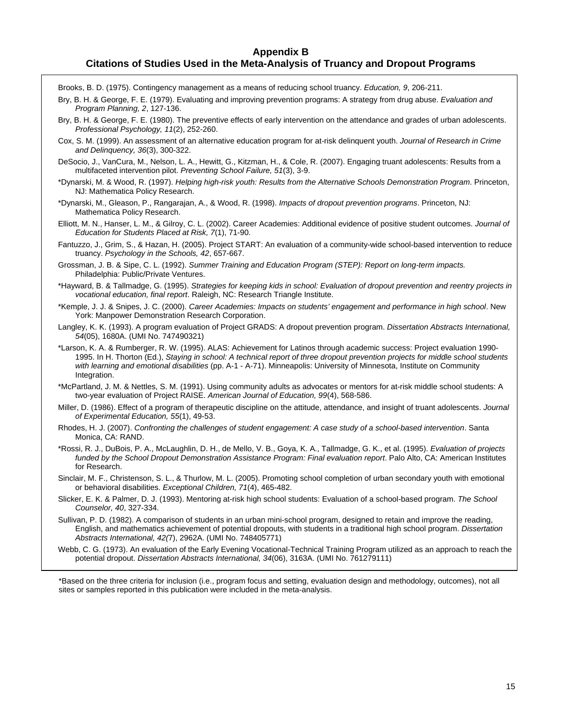## Appendix B
## Citations of Studies Used in the Meta-Analysis of Truancy and Dropout Programs

Brooks, B. D. (1975). Contingency management as a means of reducing school truancy. *Education, 9*, 206-211.

Bry, B. H. & George, F. E. (1979). Evaluating and improving prevention programs: A strategy from drug abuse. *Evaluation and Program Planning, 2*, 127-136.

Bry, B. H. & George, F. E. (1980). The preventive effects of early intervention on the attendance and grades of urban adolescents. *Professional Psychology, 11*(2), 252-260.

Cox, S. M. (1999). An assessment of an alternative education program for at-risk delinquent youth. *Journal of Research in Crime and Delinquency, 36*(3), 300-322.

DeSocio, J., VanCura, M., Nelson, L. A., Hewitt, G., Kitzman, H., & Cole, R. (2007). Engaging truant adolescents: Results from a multifaceted intervention pilot. *Preventing School Failure, 51*(3), 3-9.

*Dynarski, M. & Wood, R. (1997). *Helping high-risk youth: Results from the Alternative Schools Demonstration Program*. Princeton, NJ: Mathematica Policy Research.

*Dynarski, M., Gleason, P., Rangarajan, A., & Wood, R. (1998). *Impacts of dropout prevention programs*. Princeton, NJ: Mathematica Policy Research.

Elliott, M. N., Hanser, L. M., & Gilroy, C. L. (2002). Career Academies: Additional evidence of positive student outcomes. *Journal of Education for Students Placed at Risk, 7*(1), 71-90.

Fantuzzo, J., Grim, S., & Hazan, H. (2005). Project START: An evaluation of a community-wide school-based intervention to reduce truancy. *Psychology in the Schools, 42*, 657-667.

Grossman, J. B. & Sipe, C. L. (1992). *Summer Training and Education Program (STEP): Report on long-term impacts.* Philadelphia: Public/Private Ventures.

*Hayward, B. & Tallmadge, G. (1995). *Strategies for keeping kids in school: Evaluation of dropout prevention and reentry projects in vocational education, final report*. Raleigh, NC: Research Triangle Institute.

*Kemple, J. J. & Snipes, J. C. (2000). *Career Academies: Impacts on students' engagement and performance in high school*. New York: Manpower Demonstration Research Corporation.

Langley, K. K. (1993). A program evaluation of Project GRADS: A dropout prevention program. *Dissertation Abstracts International, 54*(05), 1680A. (UMI No. 747490321)

*Larson, K. A. & Rumberger, R. W. (1995). ALAS: Achievement for Latinos through academic success: Project evaluation 1990-1995. In H. Thorton (Ed.), *Staying in school: A technical report of three dropout prevention projects for middle school students with learning and emotional disabilities* (pp. A-1 - A-71). Minneapolis: University of Minnesota, Institute on Community Integration.

*McPartland, J. M. & Nettles, S. M. (1991). Using community adults as advocates or mentors for at-risk middle school students: A two-year evaluation of Project RAISE. *American Journal of Education, 99*(4), 568-586.

Miller, D. (1986). Effect of a program of therapeutic discipline on the attitude, attendance, and insight of truant adolescents. *Journal of Experimental Education, 55*(1), 49-53.

Rhodes, H. J. (2007). *Confronting the challenges of student engagement: A case study of a school-based intervention*. Santa Monica, CA: RAND.

*Rossi, R. J., DuBois, P. A., McLaughlin, D. H., de Mello, V. B., Goya, K. A., Tallmadge, G. K., et al. (1995). *Evaluation of projects funded by the School Dropout Demonstration Assistance Program: Final evaluation report*. Palo Alto, CA: American Institutes for Research.

Sinclair, M. F., Christenson, S. L., & Thurlow, M. L. (2005). Promoting school completion of urban secondary youth with emotional or behavioral disabilities. *Exceptional Children, 71*(4), 465-482.

Slicker, E. K. & Palmer, D. J. (1993). Mentoring at-risk high school students: Evaluation of a school-based program. *The School Counselor, 40*, 327-334.

Sullivan, P. D. (1982). A comparison of students in an urban mini-school program, designed to retain and improve the reading, English, and mathematics achievement of potential dropouts, with students in a traditional high school program. *Dissertation Abstracts International, 42(*7), 2962A. (UMI No. 748405771)

Webb, C. G. (1973). An evaluation of the Early Evening Vocational-Technical Training Program utilized as an approach to reach the potential dropout. *Dissertation Abstracts International, 34*(06), 3163A. (UMI No. 761279111)

*Based on the three criteria for inclusion (i.e., program focus and setting, evaluation design and methodology, outcomes), not all sites or samples reported in this publication were included in the meta-analysis.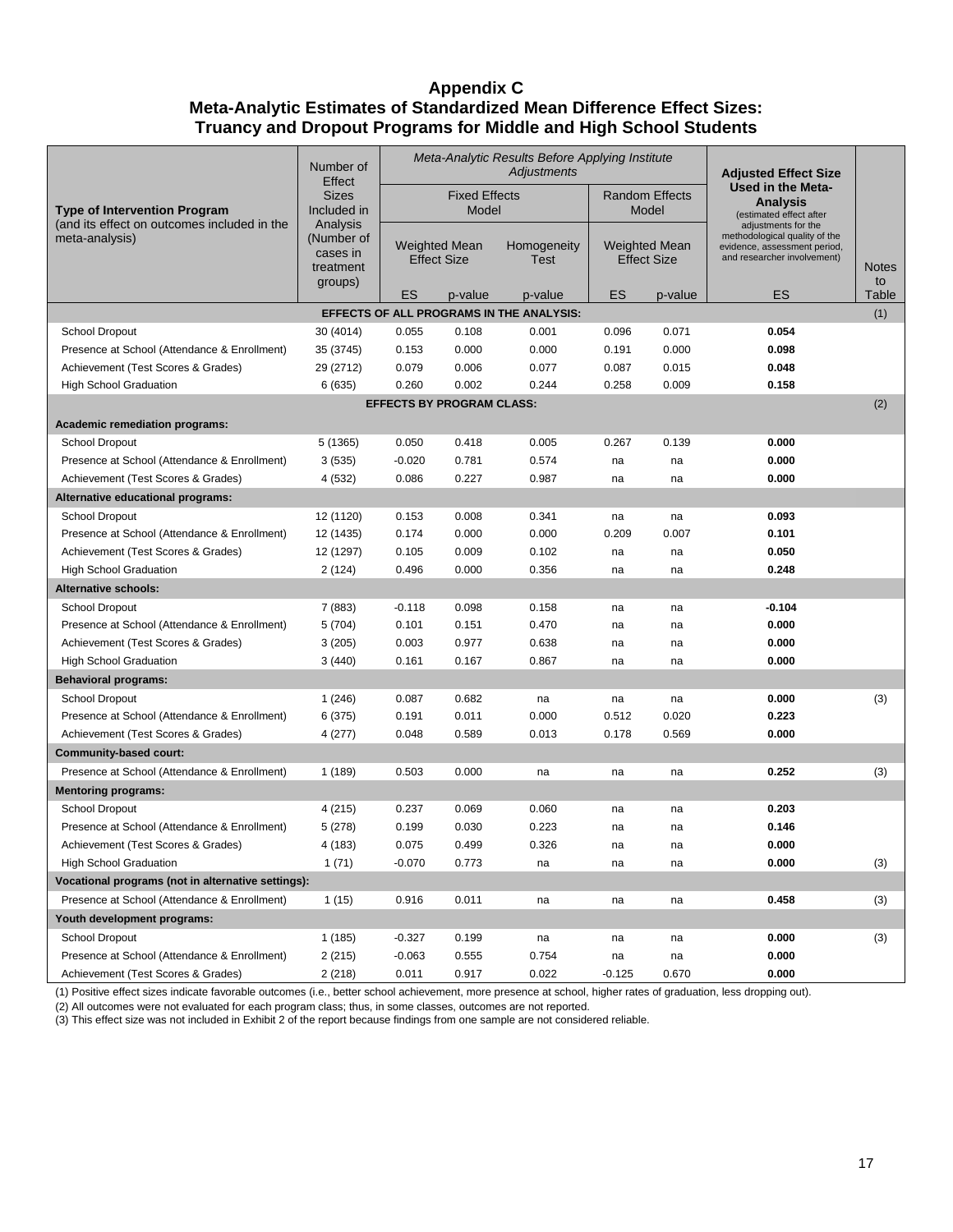# Appendix C
## Meta-Analytic Estimates of Standardized Mean Difference Effect Sizes: Truancy and Dropout Programs for Middle and High School Students

| Type of Intervention Program (and its effect on outcomes included in the meta-analysis) | Number of Effect Sizes Included in Analysis (Number of cases in treatment groups) | *Meta-Analytic Results Before Applying Institute Adjustments* | | | | | Adjusted Effect Size Used in the Meta-Analysis (estimated effect after adjustments for the methodological quality of the evidence, assessment period, and researcher involvement) | Notes to Table |
|---|---|---|---|---|---|---|---|---|
| | | Fixed Effects Model | | | Random Effects Model | | | |
| | | Weighted Mean Effect Size | | Homogeneity Test | Weighted Mean Effect Size | | | |
| | | ES | p-value | p-value | ES | p-value | ES | |
| **EFFECTS OF ALL PROGRAMS IN THE ANALYSIS:** | | | | | | | | (1) |
| School Dropout | 30 (4014) | 0.055 | 0.108 | 0.001 | 0.096 | 0.071 | **0.054** | |
| Presence at School (Attendance & Enrollment) | 35 (3745) | 0.153 | 0.000 | 0.000 | 0.191 | 0.000 | **0.098** | |
| Achievement (Test Scores & Grades) | 29 (2712) | 0.079 | 0.006 | 0.077 | 0.087 | 0.015 | **0.048** | |
| High School Graduation | 6 (635) | 0.260 | 0.002 | 0.244 | 0.258 | 0.009 | **0.158** | |
| **EFFECTS BY PROGRAM CLASS:** | | | | | | | | (2) |
| **Academic remediation programs:** | | | | | | | | |
| School Dropout | 5 (1365) | 0.050 | 0.418 | 0.005 | 0.267 | 0.139 | **0.000** | |
| Presence at School (Attendance & Enrollment) | 3 (535) | -0.020 | 0.781 | 0.574 | na | na | **0.000** | |
| Achievement (Test Scores & Grades) | 4 (532) | 0.086 | 0.227 | 0.987 | na | na | **0.000** | |
| **Alternative educational programs:** | | | | | | | | |
| School Dropout | 12 (1120) | 0.153 | 0.008 | 0.341 | na | na | **0.093** | |
| Presence at School (Attendance & Enrollment) | 12 (1435) | 0.174 | 0.000 | 0.000 | 0.209 | 0.007 | **0.101** | |
| Achievement (Test Scores & Grades) | 12 (1297) | 0.105 | 0.009 | 0.102 | na | na | **0.050** | |
| High School Graduation | 2 (124) | 0.496 | 0.000 | 0.356 | na | na | **0.248** | |
| **Alternative schools:** | | | | | | | | |
| School Dropout | 7 (883) | -0.118 | 0.098 | 0.158 | na | na | **-0.104** | |
| Presence at School (Attendance & Enrollment) | 5 (704) | 0.101 | 0.151 | 0.470 | na | na | **0.000** | |
| Achievement (Test Scores & Grades) | 3 (205) | 0.003 | 0.977 | 0.638 | na | na | **0.000** | |
| High School Graduation | 3 (440) | 0.161 | 0.167 | 0.867 | na | na | **0.000** | |
| **Behavioral programs:** | | | | | | | | |
| School Dropout | 1 (246) | 0.087 | 0.682 | na | na | na | **0.000** | (3) |
| Presence at School (Attendance & Enrollment) | 6 (375) | 0.191 | 0.011 | 0.000 | 0.512 | 0.020 | **0.223** | |
| Achievement (Test Scores & Grades) | 4 (277) | 0.048 | 0.589 | 0.013 | 0.178 | 0.569 | **0.000** | |
| **Community-based court:** | | | | | | | | |
| Presence at School (Attendance & Enrollment) | 1 (189) | 0.503 | 0.000 | na | na | na | **0.252** | (3) |
| **Mentoring programs:** | | | | | | | | |
| School Dropout | 4 (215) | 0.237 | 0.069 | 0.060 | na | na | **0.203** | |
| Presence at School (Attendance & Enrollment) | 5 (278) | 0.199 | 0.030 | 0.223 | na | na | **0.146** | |
| Achievement (Test Scores & Grades) | 4 (183) | 0.075 | 0.499 | 0.326 | na | na | **0.000** | |
| High School Graduation | 1 (71) | -0.070 | 0.773 | na | na | na | **0.000** | (3) |
| **Vocational programs (not in alternative settings):** | | | | | | | | |
| Presence at School (Attendance & Enrollment) | 1 (15) | 0.916 | 0.011 | na | na | na | **0.458** | (3) |
| **Youth development programs:** | | | | | | | | |
| School Dropout | 1 (185) | -0.327 | 0.199 | na | na | na | **0.000** | (3) |
| Presence at School (Attendance & Enrollment) | 2 (215) | -0.063 | 0.555 | 0.754 | na | na | **0.000** | |
| Achievement (Test Scores & Grades) | 2 (218) | 0.011 | 0.917 | 0.022 | -0.125 | 0.670 | **0.000** | |

(1) Positive effect sizes indicate favorable outcomes (i.e., better school achievement, more presence at school, higher rates of graduation, less dropping out).
(2) All outcomes were not evaluated for each program class; thus, in some classes, outcomes are not reported.
(3) This effect size was not included in Exhibit 2 of the report because findings from one sample are not considered reliable.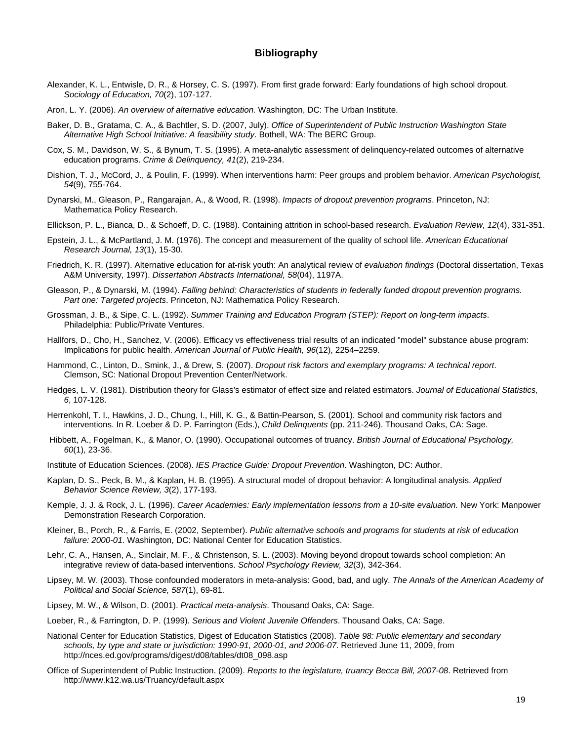## Bibliography

Alexander, K. L., Entwisle, D. R., & Horsey, C. S. (1997). From first grade forward: Early foundations of high school dropout. *Sociology of Education, 70*(2), 107-127.

Aron, L. Y. (2006). *An overview of alternative education.* Washington, DC: The Urban Institute.

Baker, D. B., Gratama, C. A., & Bachtler, S. D. (2007, July). *Office of Superintendent of Public Instruction Washington State Alternative High School Initiative: A feasibility study*. Bothell, WA: The BERC Group.

Cox, S. M., Davidson, W. S., & Bynum, T. S. (1995). A meta-analytic assessment of delinquency-related outcomes of alternative education programs. *Crime & Delinquency, 41*(2), 219-234.

Dishion, T. J., McCord, J., & Poulin, F. (1999). When interventions harm: Peer groups and problem behavior. *American Psychologist, 54*(9), 755-764.

Dynarski, M., Gleason, P., Rangarajan, A., & Wood, R. (1998). *Impacts of dropout prevention programs*. Princeton, NJ: Mathematica Policy Research.

Ellickson, P. L., Bianca, D., & Schoeff, D. C. (1988). Containing attrition in school-based research. *Evaluation Review, 12*(4), 331-351.

Epstein, J. L., & McPartland, J. M. (1976). The concept and measurement of the quality of school life. *American Educational Research Journal, 13*(1), 15-30.

Friedrich, K. R. (1997). Alternative education for at-risk youth: An analytical review of *evaluation findings* (Doctoral dissertation, Texas A&M University, 1997). *Dissertation Abstracts International, 58*(04), 1197A.

Gleason, P., & Dynarski, M. (1994). *Falling behind: Characteristics of students in federally funded dropout prevention programs. Part one: Targeted projects*. Princeton, NJ: Mathematica Policy Research.

Grossman, J. B., & Sipe, C. L. (1992). *Summer Training and Education Program (STEP): Report on long-term impacts*. Philadelphia: Public/Private Ventures.

Hallfors, D., Cho, H., Sanchez, V. (2006). Efficacy vs effectiveness trial results of an indicated "model" substance abuse program: Implications for public health. *American Journal of Public Health, 96*(12), 2254–2259.

Hammond, C., Linton, D., Smink, J., & Drew, S. (2007). *Dropout risk factors and exemplary programs: A technical report*. Clemson, SC: National Dropout Prevention Center/Network.

Hedges, L. V. (1981). Distribution theory for Glass's estimator of effect size and related estimators. *Journal of Educational Statistics, 6*, 107-128.

Herrenkohl, T. I., Hawkins, J. D., Chung, I., Hill, K. G., & Battin-Pearson, S. (2001). School and community risk factors and interventions. In R. Loeber & D. P. Farrington (Eds.), *Child Delinquents* (pp. 211-246). Thousand Oaks, CA: Sage.

Hibbett, A., Fogelman, K., & Manor, O. (1990). Occupational outcomes of truancy. *British Journal of Educational Psychology, 60*(1), 23-36.

Institute of Education Sciences. (2008). *IES Practice Guide: Dropout Prevention*. Washington, DC: Author.

Kaplan, D. S., Peck, B. M., & Kaplan, H. B. (1995). A structural model of dropout behavior: A longitudinal analysis. *Applied Behavior Science Review, 3*(2), 177-193.

Kemple, J. J. & Rock, J. L. (1996). *Career Academies: Early implementation lessons from a 10-site evaluation*. New York: Manpower Demonstration Research Corporation.

Kleiner, B., Porch, R., & Farris, E. (2002, September). *Public alternative schools and programs for students at risk of education failure: 2000-01*. Washington, DC: National Center for Education Statistics.

Lehr, C. A., Hansen, A., Sinclair, M. F., & Christenson, S. L. (2003). Moving beyond dropout towards school completion: An integrative review of data-based interventions. *School Psychology Review, 32*(3), 342-364.

Lipsey, M. W. (2003). Those confounded moderators in meta-analysis: Good, bad, and ugly. *The Annals of the American Academy of Political and Social Science, 587*(1), 69-81.

Lipsey, M. W., & Wilson, D. (2001). *Practical meta-analysis*. Thousand Oaks, CA: Sage.

Loeber, R., & Farrington, D. P. (1999). *Serious and Violent Juvenile Offenders*. Thousand Oaks, CA: Sage.

National Center for Education Statistics, Digest of Education Statistics (2008). *Table 98: Public elementary and secondary schools, by type and state or jurisdiction: 1990-91, 2000-01, and 2006-07*. Retrieved June 11, 2009, from http://nces.ed.gov/programs/digest/d08/tables/dt08_098.asp

Office of Superintendent of Public Instruction. (2009). *Reports to the legislature, truancy Becca Bill, 2007-08*. Retrieved from http://www.k12.wa.us/Truancy/default.aspx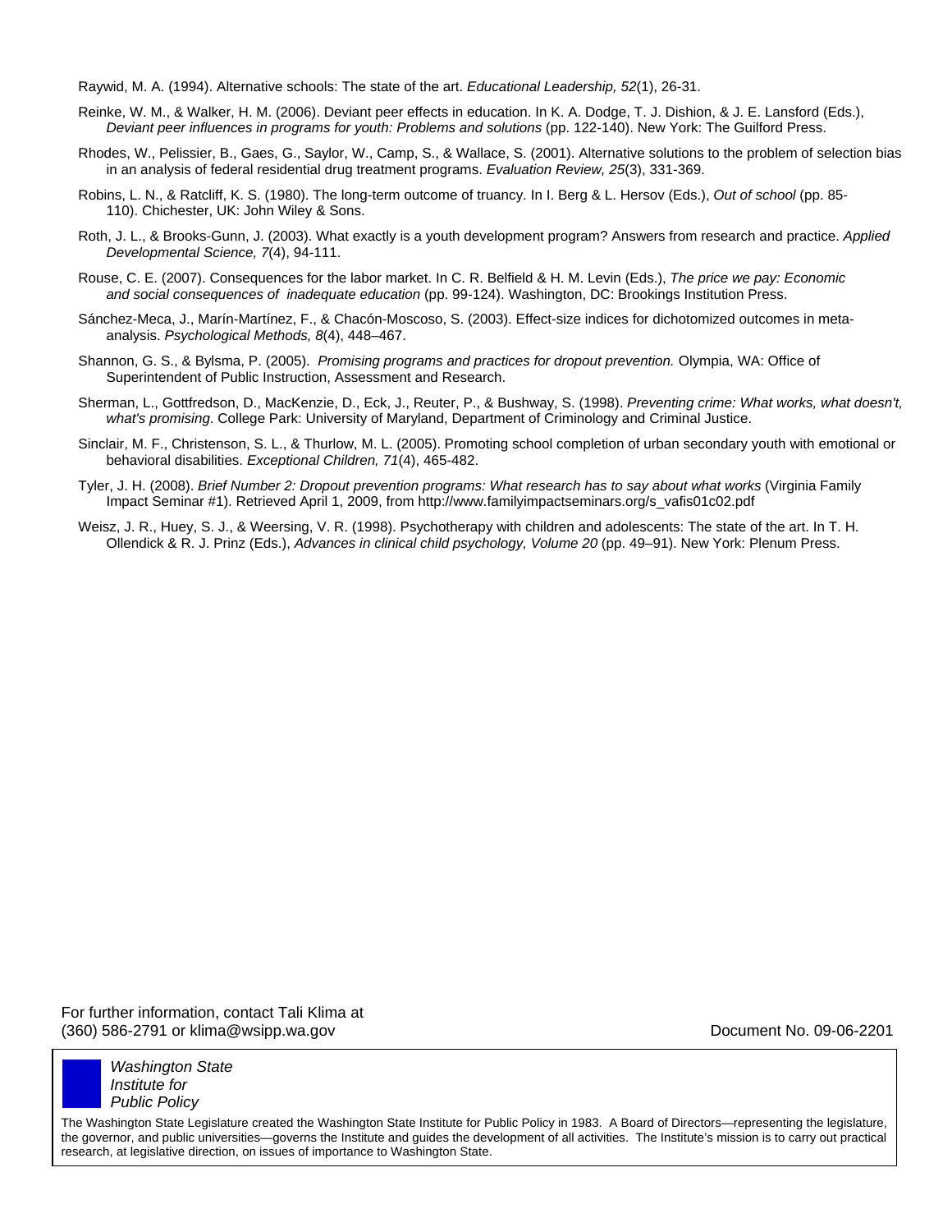Raywid, M. A. (1994). Alternative schools: The state of the art. *Educational Leadership, 52*(1), 26-31.

Reinke, W. M., & Walker, H. M. (2006). Deviant peer effects in education. In K. A. Dodge, T. J. Dishion, & J. E. Lansford (Eds.), *Deviant peer influences in programs for youth: Problems and solutions* (pp. 122-140). New York: The Guilford Press.

Rhodes, W., Pelissier, B., Gaes, G., Saylor, W., Camp, S., & Wallace, S. (2001). Alternative solutions to the problem of selection bias in an analysis of federal residential drug treatment programs. *Evaluation Review, 25*(3), 331-369.

Robins, L. N., & Ratcliff, K. S. (1980). The long-term outcome of truancy. In I. Berg & L. Hersov (Eds.), *Out of school* (pp. 85-110). Chichester, UK: John Wiley & Sons.

Roth, J. L., & Brooks-Gunn, J. (2003). What exactly is a youth development program? Answers from research and practice. *Applied Developmental Science, 7*(4), 94-111.

Rouse, C. E. (2007). Consequences for the labor market. In C. R. Belfield & H. M. Levin (Eds.), *The price we pay: Economic and social consequences of inadequate education* (pp. 99-124). Washington, DC: Brookings Institution Press.

Sánchez-Meca, J., Marín-Martínez, F., & Chacón-Moscoso, S. (2003). Effect-size indices for dichotomized outcomes in meta-analysis. *Psychological Methods, 8*(4), 448–467.

Shannon, G. S., & Bylsma, P. (2005). *Promising programs and practices for dropout prevention.* Olympia, WA: Office of Superintendent of Public Instruction, Assessment and Research.

Sherman, L., Gottfredson, D., MacKenzie, D., Eck, J., Reuter, P., & Bushway, S. (1998). *Preventing crime: What works, what doesn't, what's promising*. College Park: University of Maryland, Department of Criminology and Criminal Justice.

Sinclair, M. F., Christenson, S. L., & Thurlow, M. L. (2005). Promoting school completion of urban secondary youth with emotional or behavioral disabilities. *Exceptional Children, 71*(4), 465-482.

Tyler, J. H. (2008). *Brief Number 2: Dropout prevention programs: What research has to say about what works* (Virginia Family Impact Seminar #1). Retrieved April 1, 2009, from http://www.familyimpactseminars.org/s_vafis01c02.pdf

Weisz, J. R., Huey, S. J., & Weersing, V. R. (1998). Psychotherapy with children and adolescents: The state of the art. In T. H. Ollendick & R. J. Prinz (Eds.), *Advances in clinical child psychology, Volume 20* (pp. 49–91). New York: Plenum Press.

For further information, contact Tali Klima at (360) 586-2791 or klima@wsipp.wa.gov

Document No. 09-06-2201

*Washington State Institute for Public Policy*

The Washington State Legislature created the Washington State Institute for Public Policy in 1983. A Board of Directors—representing the legislature, the governor, and public universities—governs the Institute and guides the development of all activities. The Institute's mission is to carry out practical research, at legislative direction, on issues of importance to Washington State.